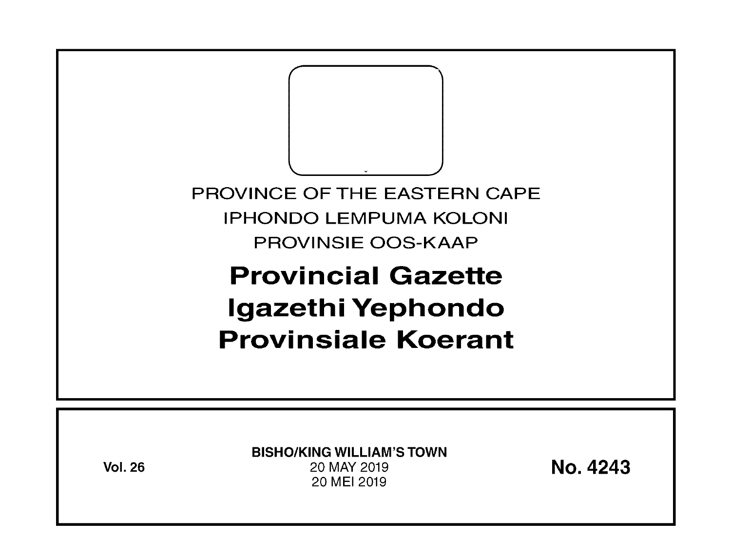PROVINCE OF THE EASTERN CAPE

IPHONDO LEMPUMA KOLONI

PROVINSIE OOS-KAAP

# Provincial Gazette
# Igazethi Yephondo
# Provinsiale Koerant

**Vol. 26**

**BISHO/KING WILLIAM'S TOWN**
20 MAY 2019
20 MEI 2019

**No. 4243**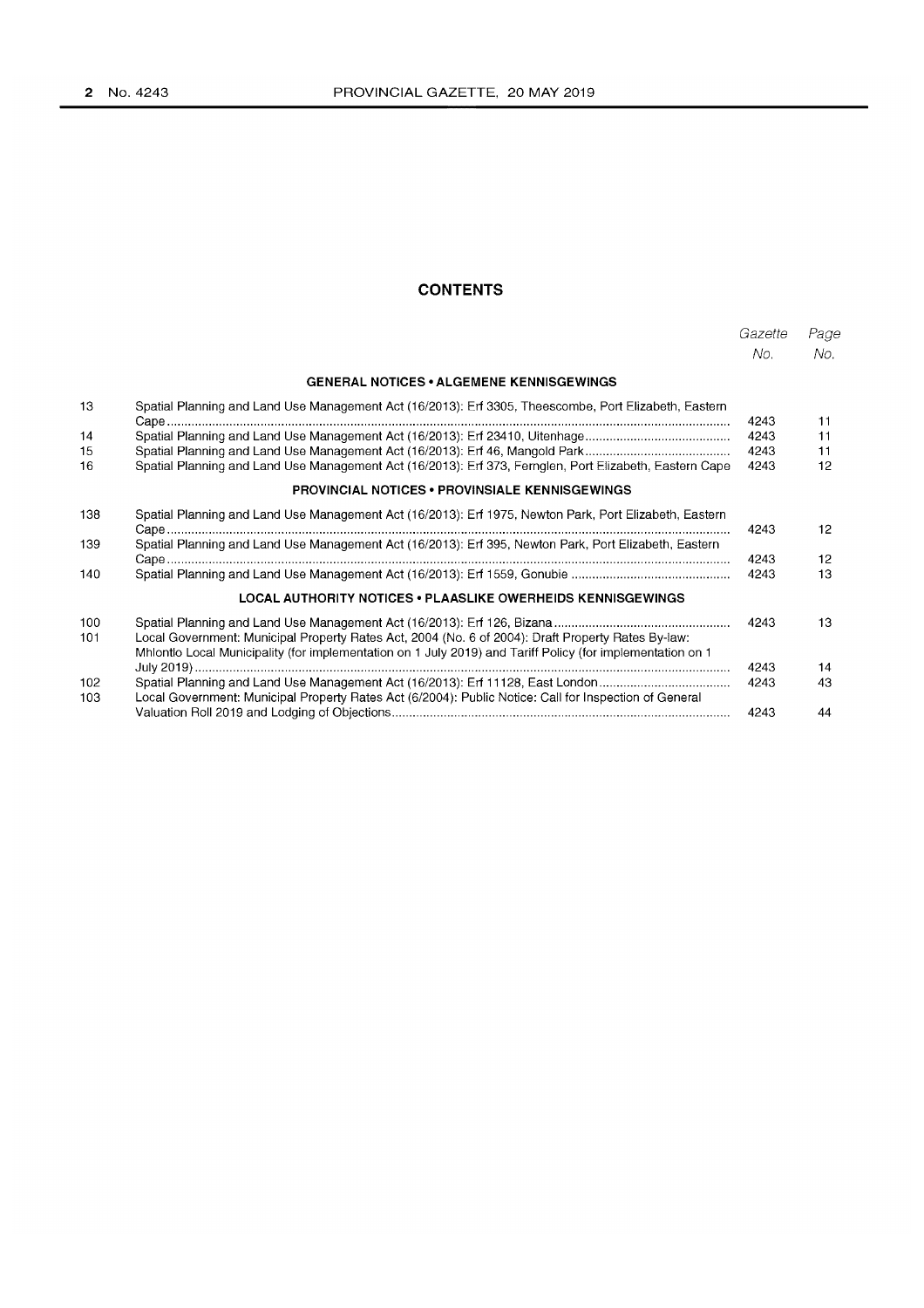## CONTENTS

| | | Gazette No. | Page No. |
|---|---|---|---|
| | **GENERAL NOTICES • ALGEMENE KENNISGEWINGS** | | |
| 13 | Spatial Planning and Land Use Management Act (16/2013): Erf 3305, Theescombe, Port Elizabeth, Eastern Cape | 4243 | 11 |
| 14 | Spatial Planning and Land Use Management Act (16/2013): Erf 23410, Uitenhage | 4243 | 11 |
| 15 | Spatial Planning and Land Use Management Act (16/2013): Erf 46, Mangold Park | 4243 | 11 |
| 16 | Spatial Planning and Land Use Management Act (16/2013): Erf 373, Fernglen, Port Elizabeth, Eastern Cape | 4243 | 12 |
| | **PROVINCIAL NOTICES • PROVINSIALE KENNISGEWINGS** | | |
| 138 | Spatial Planning and Land Use Management Act (16/2013): Erf 1975, Newton Park, Port Elizabeth, Eastern Cape | 4243 | 12 |
| 139 | Spatial Planning and Land Use Management Act (16/2013): Erf 395, Newton Park, Port Elizabeth, Eastern Cape | 4243 | 12 |
| 140 | Spatial Planning and Land Use Management Act (16/2013): Erf 1559, Gonubie | 4243 | 13 |
| | **LOCAL AUTHORITY NOTICES • PLAASLIKE OWERHEIDS KENNISGEWINGS** | | |
| 100 | Spatial Planning and Land Use Management Act (16/2013): Erf 126, Bizana | 4243 | 13 |
| 101 | Local Government: Municipal Property Rates Act, 2004 (No. 6 of 2004): Draft Property Rates By-law: Mhlontlo Local Municipality (for implementation on 1 July 2019) and Tariff Policy (for implementation on 1 July 2019) | 4243 | 14 |
| 102 | Spatial Planning and Land Use Management Act (16/2013): Erf 11128, East London | 4243 | 43 |
| 103 | Local Government: Municipal Property Rates Act (6/2004): Public Notice: Call for Inspection of General Valuation Roll 2019 and Lodging of Objections | 4243 | 44 |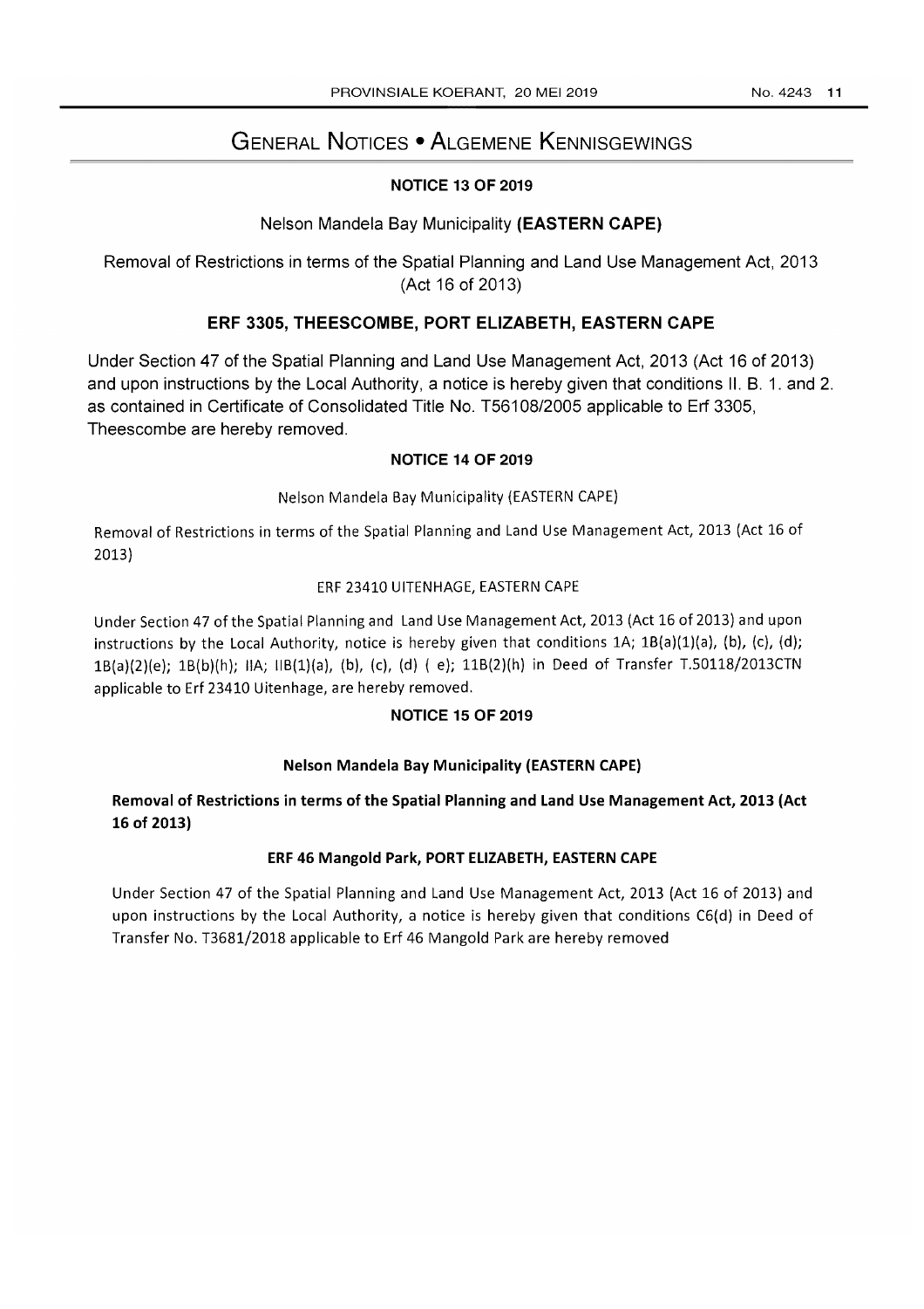# General Notices • Algemene Kennisgewings

## NOTICE 13 OF 2019

Nelson Mandela Bay Municipality **(EASTERN CAPE)**

Removal of Restrictions in terms of the Spatial Planning and Land Use Management Act, 2013 (Act 16 of 2013)

### ERF 3305, THEESCOMBE, PORT ELIZABETH, EASTERN CAPE

Under Section 47 of the Spatial Planning and Land Use Management Act, 2013 (Act 16 of 2013) and upon instructions by the Local Authority, a notice is hereby given that conditions II. B. 1. and 2. as contained in Certificate of Consolidated Title No. T56108/2005 applicable to Erf 3305, Theescombe are hereby removed.

## NOTICE 14 OF 2019

Nelson Mandela Bay Municipality (EASTERN CAPE)

Removal of Restrictions in terms of the Spatial Planning and Land Use Management Act, 2013 (Act 16 of 2013)

ERF 23410 UITENHAGE, EASTERN CAPE

Under Section 47 of the Spatial Planning and Land Use Management Act, 2013 (Act 16 of 2013) and upon instructions by the Local Authority, notice is hereby given that conditions 1A; 1B(a)(1)(a), (b), (c), (d); 1B(a)(2)(e); 1B(b)(h); IIA; IIB(1)(a), (b), (c), (d) ( e); 11B(2)(h) in Deed of Transfer T.50118/2013CTN applicable to Erf 23410 Uitenhage, are hereby removed.

## NOTICE 15 OF 2019

**Nelson Mandela Bay Municipality (EASTERN CAPE)**

**Removal of Restrictions in terms of the Spatial Planning and Land Use Management Act, 2013 (Act 16 of 2013)**

### ERF 46 Mangold Park, PORT ELIZABETH, EASTERN CAPE

Under Section 47 of the Spatial Planning and Land Use Management Act, 2013 (Act 16 of 2013) and upon instructions by the Local Authority, a notice is hereby given that conditions C6(d) in Deed of Transfer No. T3681/2018 applicable to Erf 46 Mangold Park are hereby removed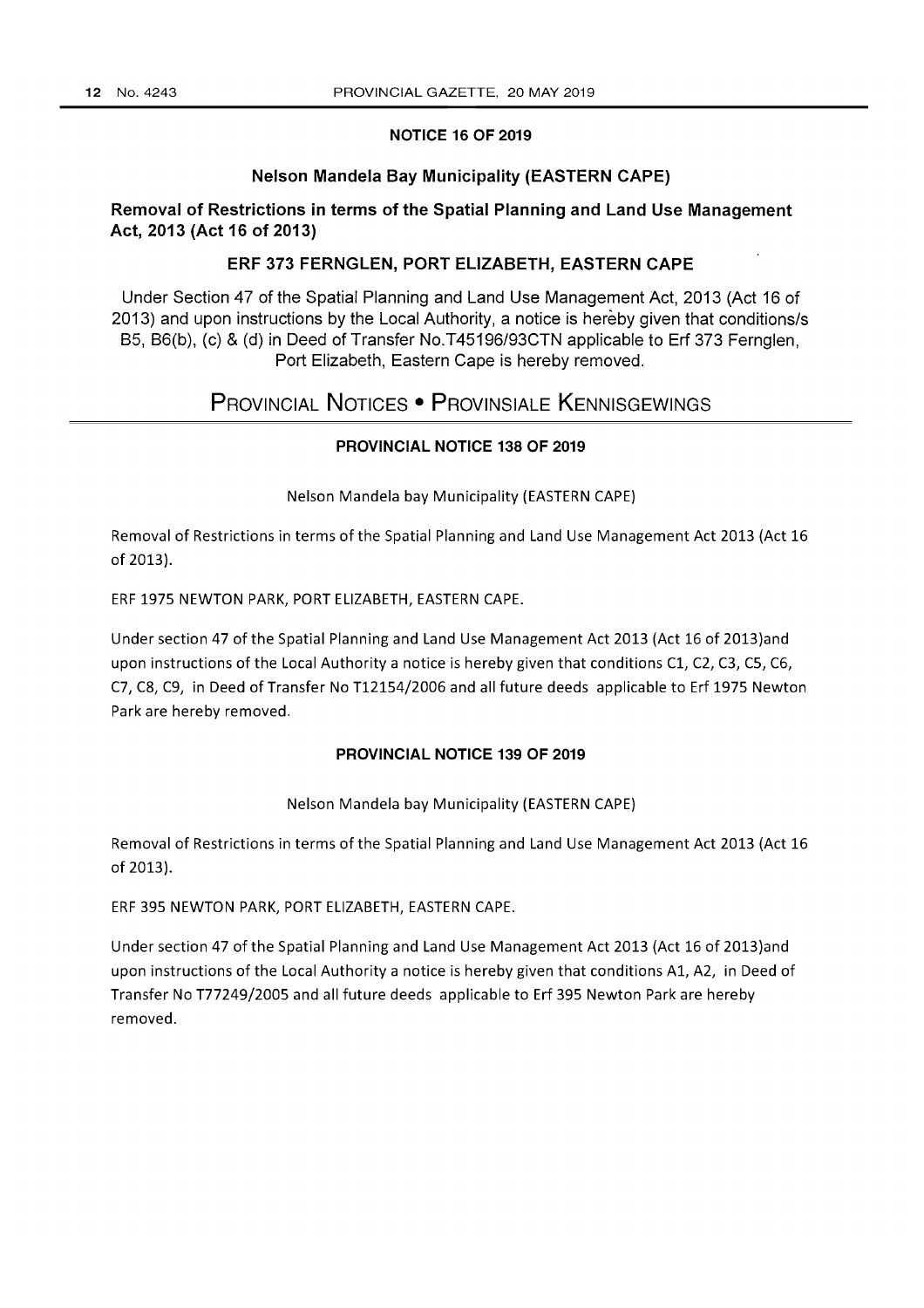### NOTICE 16 OF 2019

### Nelson Mandela Bay Municipality (EASTERN CAPE)

### Removal of Restrictions in terms of the Spatial Planning and Land Use Management Act, 2013 (Act 16 of 2013)

### ERF 373 FERNGLEN, PORT ELIZABETH, EASTERN CAPE

Under Section 47 of the Spatial Planning and Land Use Management Act, 2013 (Act 16 of 2013) and upon instructions by the Local Authority, a notice is hereby given that conditions/s B5, B6(b), (c) & (d) in Deed of Transfer No.T45196/93CTN applicable to Erf 373 Fernglen, Port Elizabeth, Eastern Cape is hereby removed.

# PROVINCIAL NOTICES • PROVINSIALE KENNISGEWINGS

### PROVINCIAL NOTICE 138 OF 2019

Nelson Mandela bay Municipality (EASTERN CAPE)

Removal of Restrictions in terms of the Spatial Planning and Land Use Management Act 2013 (Act 16 of 2013).

ERF 1975 NEWTON PARK, PORT ELIZABETH, EASTERN CAPE.

Under section 47 of the Spatial Planning and Land Use Management Act 2013 (Act 16 of 2013)and upon instructions of the Local Authority a notice is hereby given that conditions C1, C2, C3, C5, C6, C7, C8, C9, in Deed of Transfer No T12154/2006 and all future deeds applicable to Erf 1975 Newton Park are hereby removed.

### PROVINCIAL NOTICE 139 OF 2019

Nelson Mandela bay Municipality (EASTERN CAPE)

Removal of Restrictions in terms of the Spatial Planning and Land Use Management Act 2013 (Act 16 of 2013).

ERF 395 NEWTON PARK, PORT ELIZABETH, EASTERN CAPE.

Under section 47 of the Spatial Planning and Land Use Management Act 2013 (Act 16 of 2013)and upon instructions of the Local Authority a notice is hereby given that conditions A1, A2, in Deed of Transfer No T77249/2005 and all future deeds applicable to Erf 395 Newton Park are hereby removed.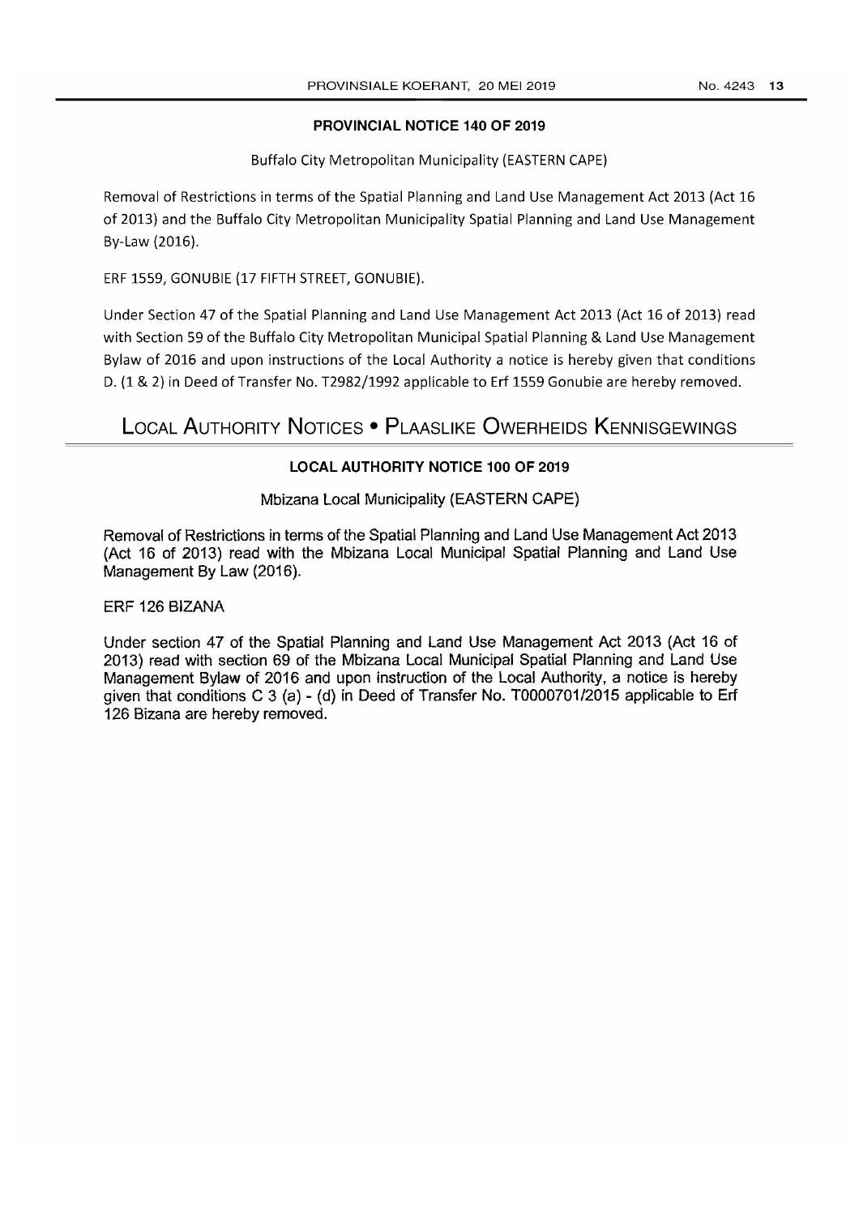### PROVINCIAL NOTICE 140 OF 2019

Buffalo City Metropolitan Municipality (EASTERN CAPE)

Removal of Restrictions in terms of the Spatial Planning and Land Use Management Act 2013 (Act 16 of 2013) and the Buffalo City Metropolitan Municipality Spatial Planning and Land Use Management By-Law (2016).

ERF 1559, GONUBIE (17 FIFTH STREET, GONUBIE).

Under Section 47 of the Spatial Planning and Land Use Management Act 2013 (Act 16 of 2013) read with Section 59 of the Buffalo City Metropolitan Municipal Spatial Planning & Land Use Management Bylaw of 2016 and upon instructions of the Local Authority a notice is hereby given that conditions D. (1 & 2) in Deed of Transfer No. T2982/1992 applicable to Erf 1559 Gonubie are hereby removed.

## LOCAL AUTHORITY NOTICES • PLAASLIKE OWERHEIDS KENNISGEWINGS

### LOCAL AUTHORITY NOTICE 100 OF 2019

Mbizana Local Municipality (EASTERN CAPE)

Removal of Restrictions in terms of the Spatial Planning and Land Use Management Act 2013 (Act 16 of 2013) read with the Mbizana Local Municipal Spatial Planning and Land Use Management By Law (2016).

ERF 126 BIZANA

Under section 47 of the Spatial Planning and Land Use Management Act 2013 (Act 16 of 2013) read with section 69 of the Mbizana Local Municipal Spatial Planning and Land Use Management Bylaw of 2016 and upon instruction of the Local Authority, a notice is hereby given that conditions C 3 (a) - (d) in Deed of Transfer No. T0000701/2015 applicable to Erf 126 Bizana are hereby removed.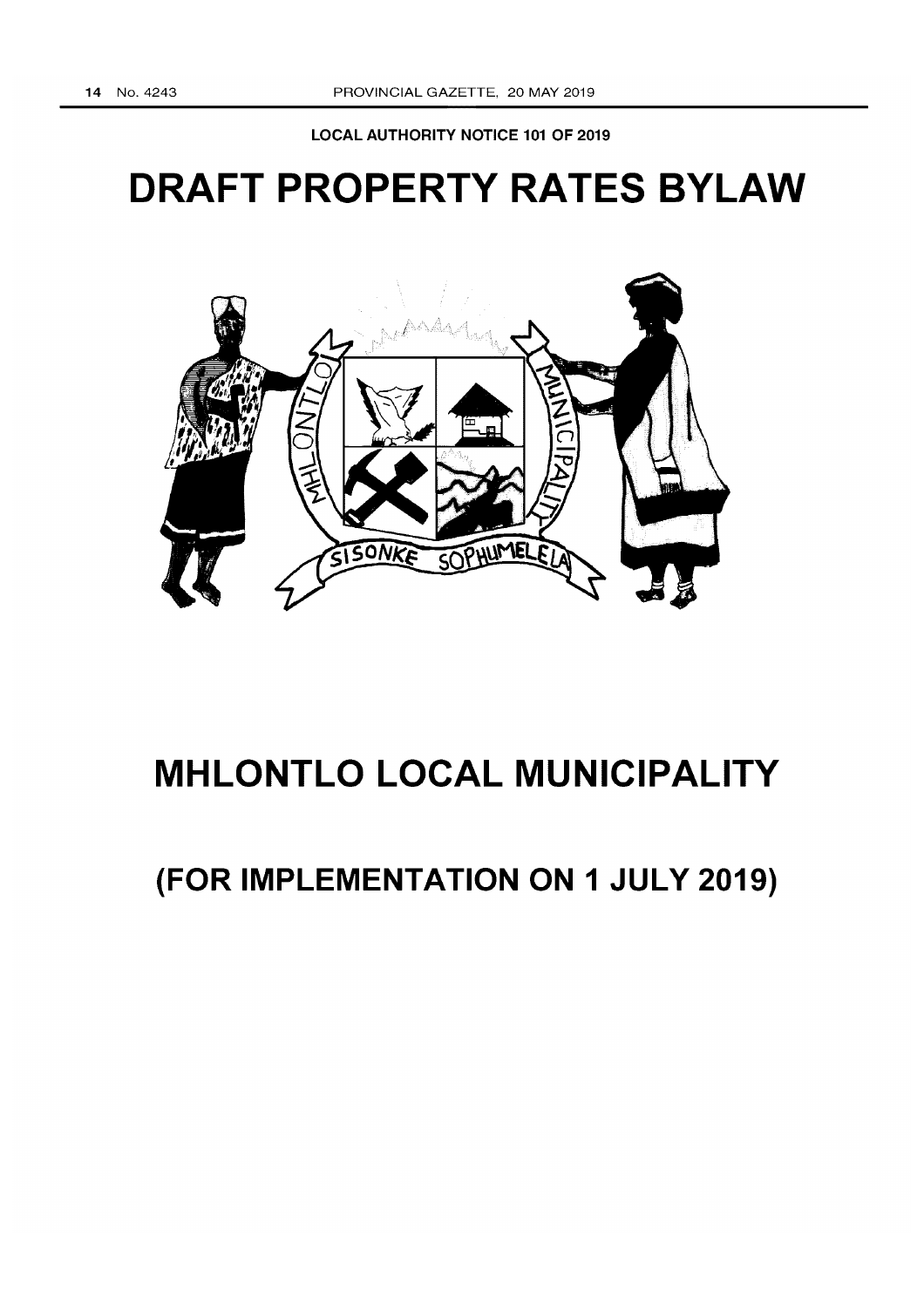**LOCAL AUTHORITY NOTICE 101 OF 2019**

# DRAFT PROPERTY RATES BYLAW

# MHLONTLO LOCAL MUNICIPALITY

## (FOR IMPLEMENTATION ON 1 JULY 2019)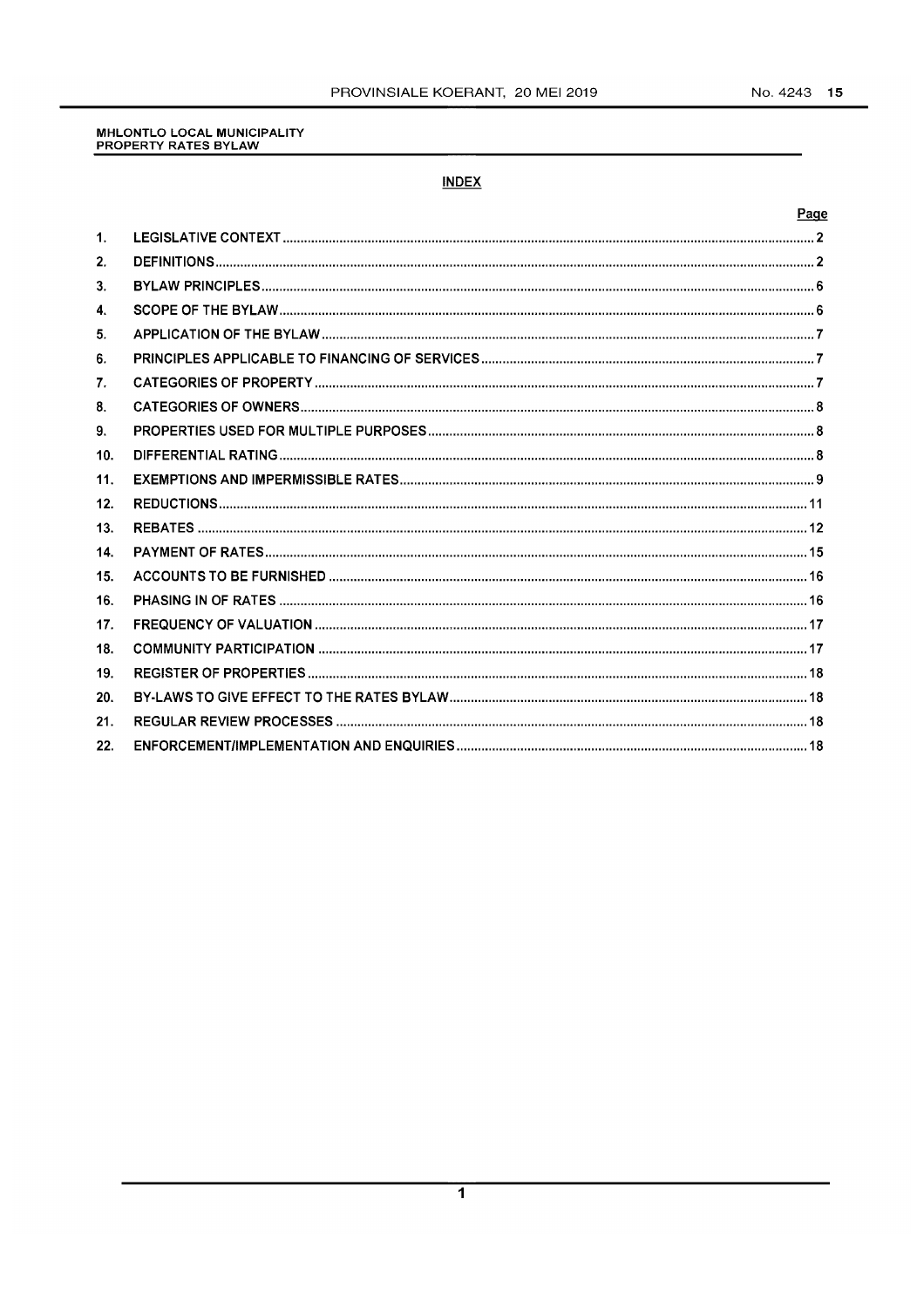MHLONTLO LOCAL MUNICIPALITY
PROPERTY RATES BYLAW

## INDEX

| | | Page |
|---|---|---|
| 1. | LEGISLATIVE CONTEXT | 2 |
| 2. | DEFINITIONS | 2 |
| 3. | BYLAW PRINCIPLES | 6 |
| 4. | SCOPE OF THE BYLAW | 6 |
| 5. | APPLICATION OF THE BYLAW | 7 |
| 6. | PRINCIPLES APPLICABLE TO FINANCING OF SERVICES | 7 |
| 7. | CATEGORIES OF PROPERTY | 7 |
| 8. | CATEGORIES OF OWNERS | 8 |
| 9. | PROPERTIES USED FOR MULTIPLE PURPOSES | 8 |
| 10. | DIFFERENTIAL RATING | 8 |
| 11. | EXEMPTIONS AND IMPERMISSIBLE RATES | 9 |
| 12. | REDUCTIONS | 11 |
| 13. | REBATES | 12 |
| 14. | PAYMENT OF RATES | 15 |
| 15. | ACCOUNTS TO BE FURNISHED | 16 |
| 16. | PHASING IN OF RATES | 16 |
| 17. | FREQUENCY OF VALUATION | 17 |
| 18. | COMMUNITY PARTICIPATION | 17 |
| 19. | REGISTER OF PROPERTIES | 18 |
| 20. | BY-LAWS TO GIVE EFFECT TO THE RATES BYLAW | 18 |
| 21. | REGULAR REVIEW PROCESSES | 18 |
| 22. | ENFORCEMENT/IMPLEMENTATION AND ENQUIRIES | 18 |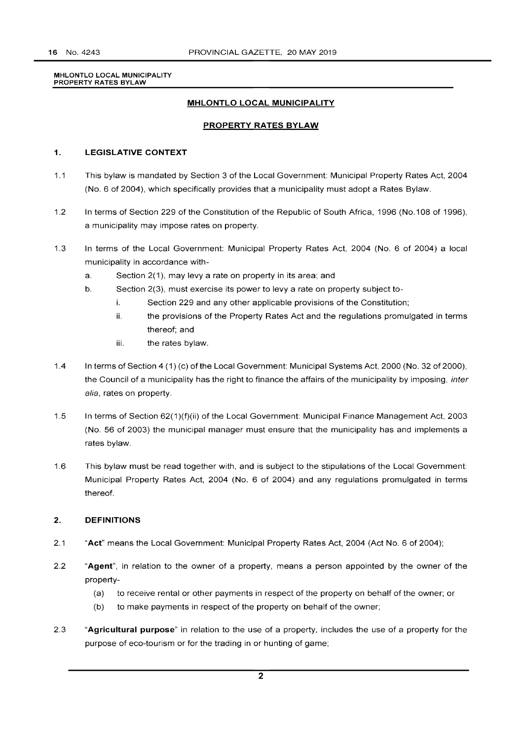## MHLONTLO LOCAL MUNICIPALITY

## PROPERTY RATES BYLAW

### 1. LEGISLATIVE CONTEXT

1.1 This bylaw is mandated by Section 3 of the Local Government: Municipal Property Rates Act, 2004 (No. 6 of 2004), which specifically provides that a municipality must adopt a Rates Bylaw.

1.2 In terms of Section 229 of the Constitution of the Republic of South Africa, 1996 (No.108 of 1996), a municipality may impose rates on property.

1.3 In terms of the Local Government: Municipal Property Rates Act, 2004 (No. 6 of 2004) a local municipality in accordance with-

  a. Section 2(1), may levy a rate on property in its area; and
  b. Section 2(3), must exercise its power to levy a rate on property subject to-
    i. Section 229 and any other applicable provisions of the Constitution;
    ii. the provisions of the Property Rates Act and the regulations promulgated in terms thereof; and
    iii. the rates bylaw.

1.4 In terms of Section 4 (1) (c) of the Local Government: Municipal Systems Act, 2000 (No. 32 of 2000), the Council of a municipality has the right to finance the affairs of the municipality by imposing, *inter alia*, rates on property.

1.5 In terms of Section 62(1)(f)(ii) of the Local Government: Municipal Finance Management Act, 2003 (No. 56 of 2003) the municipal manager must ensure that the municipality has and implements a rates bylaw.

1.6 This bylaw must be read together with, and is subject to the stipulations of the Local Government: Municipal Property Rates Act, 2004 (No. 6 of 2004) and any regulations promulgated in terms thereof.

### 2. DEFINITIONS

2.1 "**Act**" means the Local Government: Municipal Property Rates Act, 2004 (Act No. 6 of 2004);

2.2 "**Agent**", in relation to the owner of a property, means a person appointed by the owner of the property-

  (a) to receive rental or other payments in respect of the property on behalf of the owner; or
  (b) to make payments in respect of the property on behalf of the owner;

2.3 "**Agricultural purpose**" in relation to the use of a property, includes the use of a property for the purpose of eco-tourism or for the trading in or hunting of game;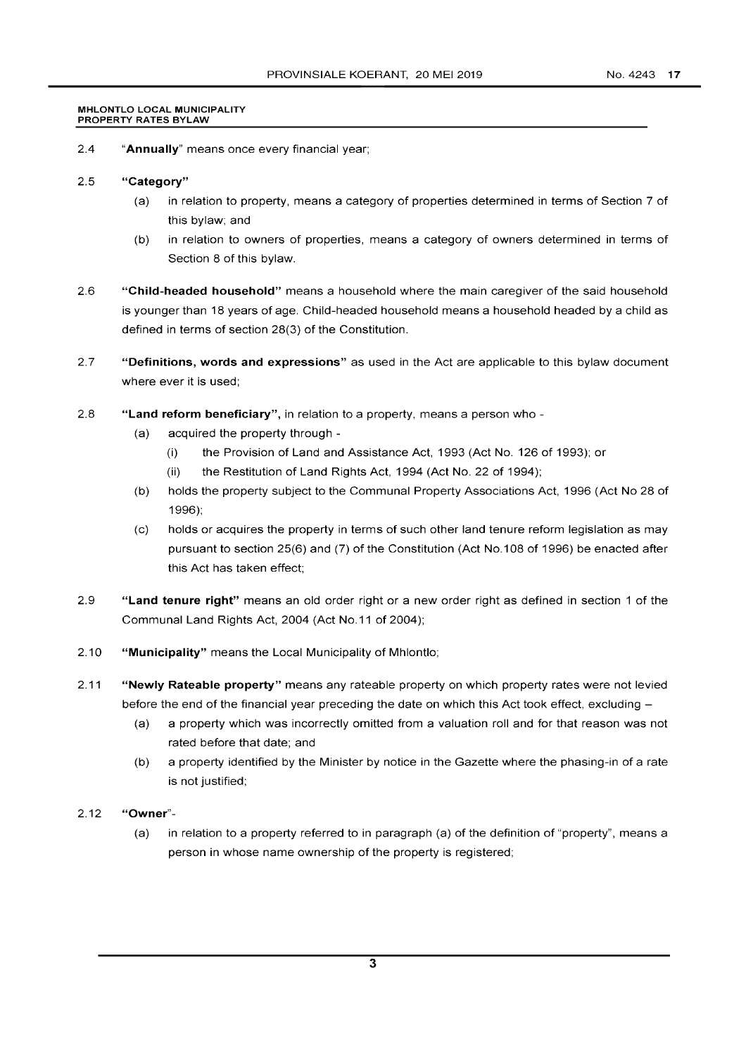**MHLONTLO LOCAL MUNICIPALITY**
**PROPERTY RATES BYLAW**

2.4 "**Annually**" means once every financial year;

2.5 **"Category"**

(a) in relation to property, means a category of properties determined in terms of Section 7 of this bylaw; and

(b) in relation to owners of properties, means a category of owners determined in terms of Section 8 of this bylaw.

2.6 **"Child-headed household"** means a household where the main caregiver of the said household is younger than 18 years of age. Child-headed household means a household headed by a child as defined in terms of section 28(3) of the Constitution.

2.7 **"Definitions, words and expressions"** as used in the Act are applicable to this bylaw document where ever it is used;

2.8 **"Land reform beneficiary",** in relation to a property, means a person who -

(a) acquired the property through -

(i) the Provision of Land and Assistance Act, 1993 (Act No. 126 of 1993); or

(ii) the Restitution of Land Rights Act, 1994 (Act No. 22 of 1994);

(b) holds the property subject to the Communal Property Associations Act, 1996 (Act No 28 of 1996);

(c) holds or acquires the property in terms of such other land tenure reform legislation as may pursuant to section 25(6) and (7) of the Constitution (Act No.108 of 1996) be enacted after this Act has taken effect;

2.9 **"Land tenure right"** means an old order right or a new order right as defined in section 1 of the Communal Land Rights Act, 2004 (Act No.11 of 2004);

2.10 **"Municipality"** means the Local Municipality of Mhlontlo;

2.11 **"Newly Rateable property"** means any rateable property on which property rates were not levied before the end of the financial year preceding the date on which this Act took effect, excluding –

(a) a property which was incorrectly omitted from a valuation roll and for that reason was not rated before that date; and

(b) a property identified by the Minister by notice in the Gazette where the phasing-in of a rate is not justified;

2.12 **"Owner"**-

(a) in relation to a property referred to in paragraph (a) of the definition of "property", means a person in whose name ownership of the property is registered;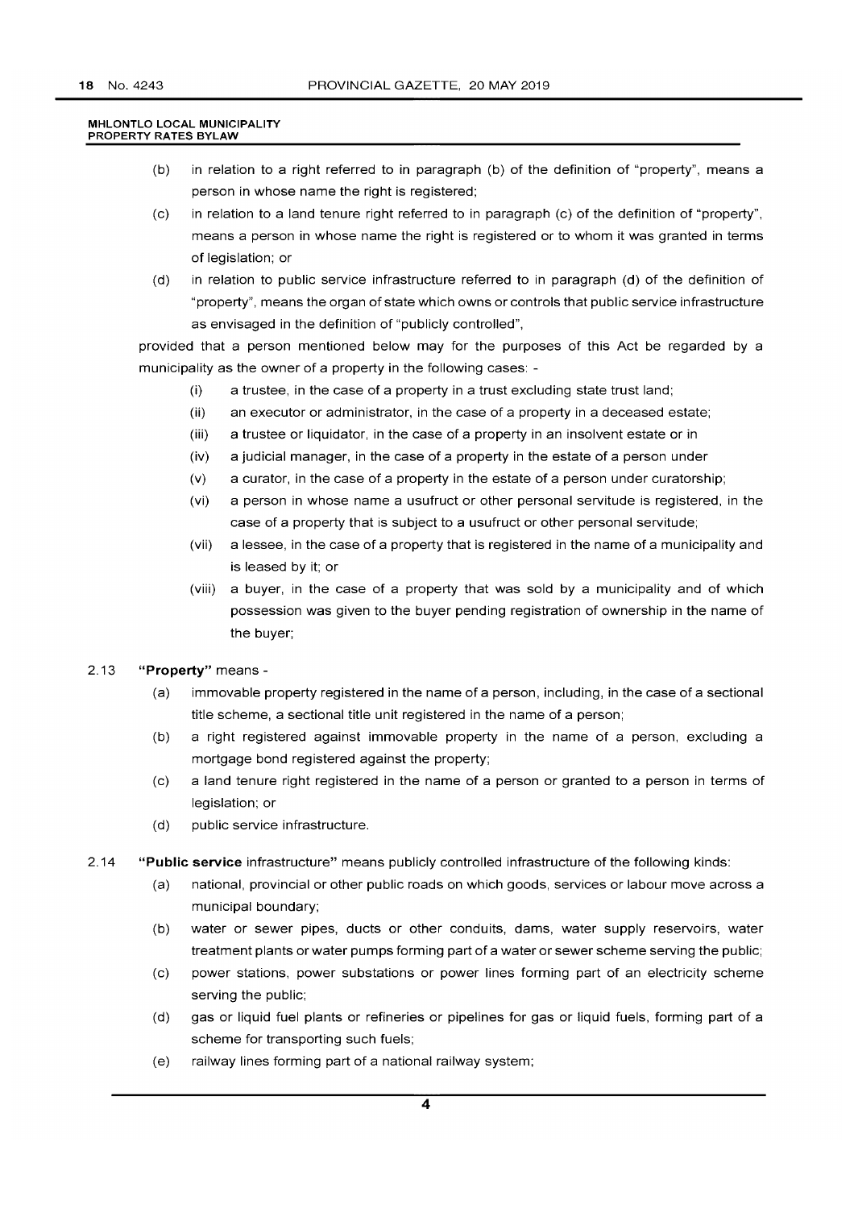(b) in relation to a right referred to in paragraph (b) of the definition of "property", means a person in whose name the right is registered;

(c) in relation to a land tenure right referred to in paragraph (c) of the definition of "property", means a person in whose name the right is registered or to whom it was granted in terms of legislation; or

(d) in relation to public service infrastructure referred to in paragraph (d) of the definition of "property", means the organ of state which owns or controls that public service infrastructure as envisaged in the definition of "publicly controlled",

provided that a person mentioned below may for the purposes of this Act be regarded by a municipality as the owner of a property in the following cases: -

(i) a trustee, in the case of a property in a trust excluding state trust land;

(ii) an executor or administrator, in the case of a property in a deceased estate;

(iii) a trustee or liquidator, in the case of a property in an insolvent estate or in

(iv) a judicial manager, in the case of a property in the estate of a person under

(v) a curator, in the case of a property in the estate of a person under curatorship;

(vi) a person in whose name a usufruct or other personal servitude is registered, in the case of a property that is subject to a usufruct or other personal servitude;

(vii) a lessee, in the case of a property that is registered in the name of a municipality and is leased by it; or

(viii) a buyer, in the case of a property that was sold by a municipality and of which possession was given to the buyer pending registration of ownership in the name of the buyer;

2.13 **"Property"** means -

(a) immovable property registered in the name of a person, including, in the case of a sectional title scheme, a sectional title unit registered in the name of a person;

(b) a right registered against immovable property in the name of a person, excluding a mortgage bond registered against the property;

(c) a land tenure right registered in the name of a person or granted to a person in terms of legislation; or

(d) public service infrastructure.

2.14 **"Public service** infrastructure**"** means publicly controlled infrastructure of the following kinds:

(a) national, provincial or other public roads on which goods, services or labour move across a municipal boundary;

(b) water or sewer pipes, ducts or other conduits, dams, water supply reservoirs, water treatment plants or water pumps forming part of a water or sewer scheme serving the public;

(c) power stations, power substations or power lines forming part of an electricity scheme serving the public;

(d) gas or liquid fuel plants or refineries or pipelines for gas or liquid fuels, forming part of a scheme for transporting such fuels;

(e) railway lines forming part of a national railway system;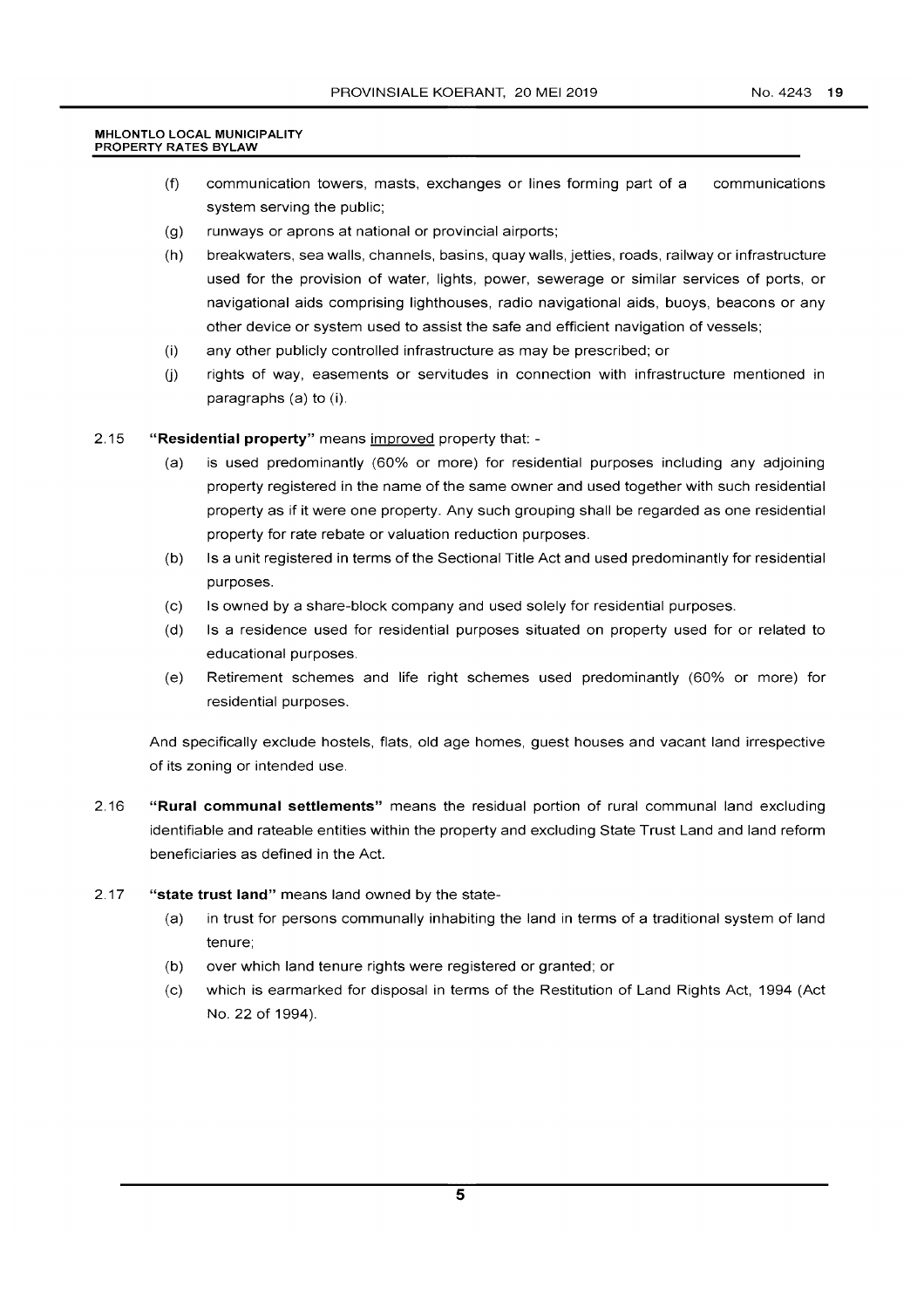(f) communication towers, masts, exchanges or lines forming part of a communications system serving the public;

(g) runways or aprons at national or provincial airports;

(h) breakwaters, sea walls, channels, basins, quay walls, jetties, roads, railway or infrastructure used for the provision of water, lights, power, sewerage or similar services of ports, or navigational aids comprising lighthouses, radio navigational aids, buoys, beacons or any other device or system used to assist the safe and efficient navigation of vessels;

(i) any other publicly controlled infrastructure as may be prescribed; or

(j) rights of way, easements or servitudes in connection with infrastructure mentioned in paragraphs (a) to (i).

2.15 **"Residential property"** means improved property that: -

(a) is used predominantly (60% or more) for residential purposes including any adjoining property registered in the name of the same owner and used together with such residential property as if it were one property. Any such grouping shall be regarded as one residential property for rate rebate or valuation reduction purposes.

(b) Is a unit registered in terms of the Sectional Title Act and used predominantly for residential purposes.

(c) Is owned by a share-block company and used solely for residential purposes.

(d) Is a residence used for residential purposes situated on property used for or related to educational purposes.

(e) Retirement schemes and life right schemes used predominantly (60% or more) for residential purposes.

And specifically exclude hostels, flats, old age homes, guest houses and vacant land irrespective of its zoning or intended use.

2.16 **"Rural communal settlements"** means the residual portion of rural communal land excluding identifiable and rateable entities within the property and excluding State Trust Land and land reform beneficiaries as defined in the Act.

2.17 **"state trust land"** means land owned by the state-

(a) in trust for persons communally inhabiting the land in terms of a traditional system of land tenure;

(b) over which land tenure rights were registered or granted; or

(c) which is earmarked for disposal in terms of the Restitution of Land Rights Act, 1994 (Act No. 22 of 1994).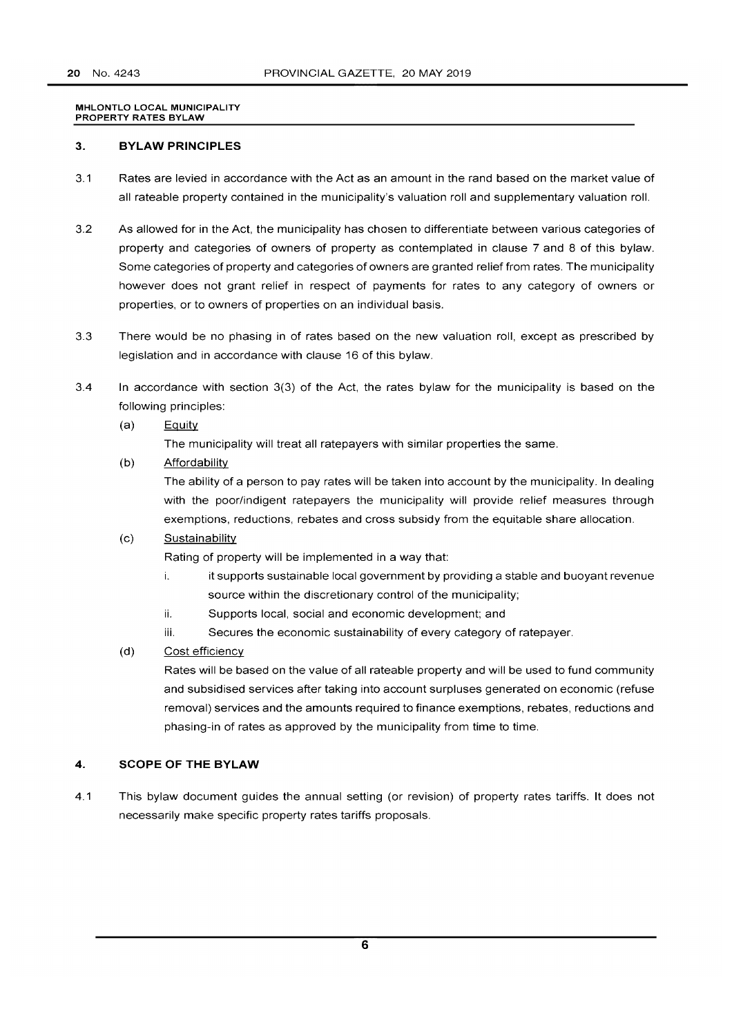**MHLONTLO LOCAL MUNICIPALITY**
**PROPERTY RATES BYLAW**

## 3. BYLAW PRINCIPLES

3.1 Rates are levied in accordance with the Act as an amount in the rand based on the market value of all rateable property contained in the municipality's valuation roll and supplementary valuation roll.

3.2 As allowed for in the Act, the municipality has chosen to differentiate between various categories of property and categories of owners of property as contemplated in clause 7 and 8 of this bylaw. Some categories of property and categories of owners are granted relief from rates. The municipality however does not grant relief in respect of payments for rates to any category of owners or properties, or to owners of properties on an individual basis.

3.3 There would be no phasing in of rates based on the new valuation roll, except as prescribed by legislation and in accordance with clause 16 of this bylaw.

3.4 In accordance with section 3(3) of the Act, the rates bylaw for the municipality is based on the following principles:

(a) Equity

The municipality will treat all ratepayers with similar properties the same.

(b) Affordability

The ability of a person to pay rates will be taken into account by the municipality. In dealing with the poor/indigent ratepayers the municipality will provide relief measures through exemptions, reductions, rebates and cross subsidy from the equitable share allocation.

(c) Sustainability

Rating of property will be implemented in a way that:

i. it supports sustainable local government by providing a stable and buoyant revenue source within the discretionary control of the municipality;

ii. Supports local, social and economic development; and

iii. Secures the economic sustainability of every category of ratepayer.

(d) Cost efficiency

Rates will be based on the value of all rateable property and will be used to fund community and subsidised services after taking into account surpluses generated on economic (refuse removal) services and the amounts required to finance exemptions, rebates, reductions and phasing-in of rates as approved by the municipality from time to time.

## 4. SCOPE OF THE BYLAW

4.1 This bylaw document guides the annual setting (or revision) of property rates tariffs. It does not necessarily make specific property rates tariffs proposals.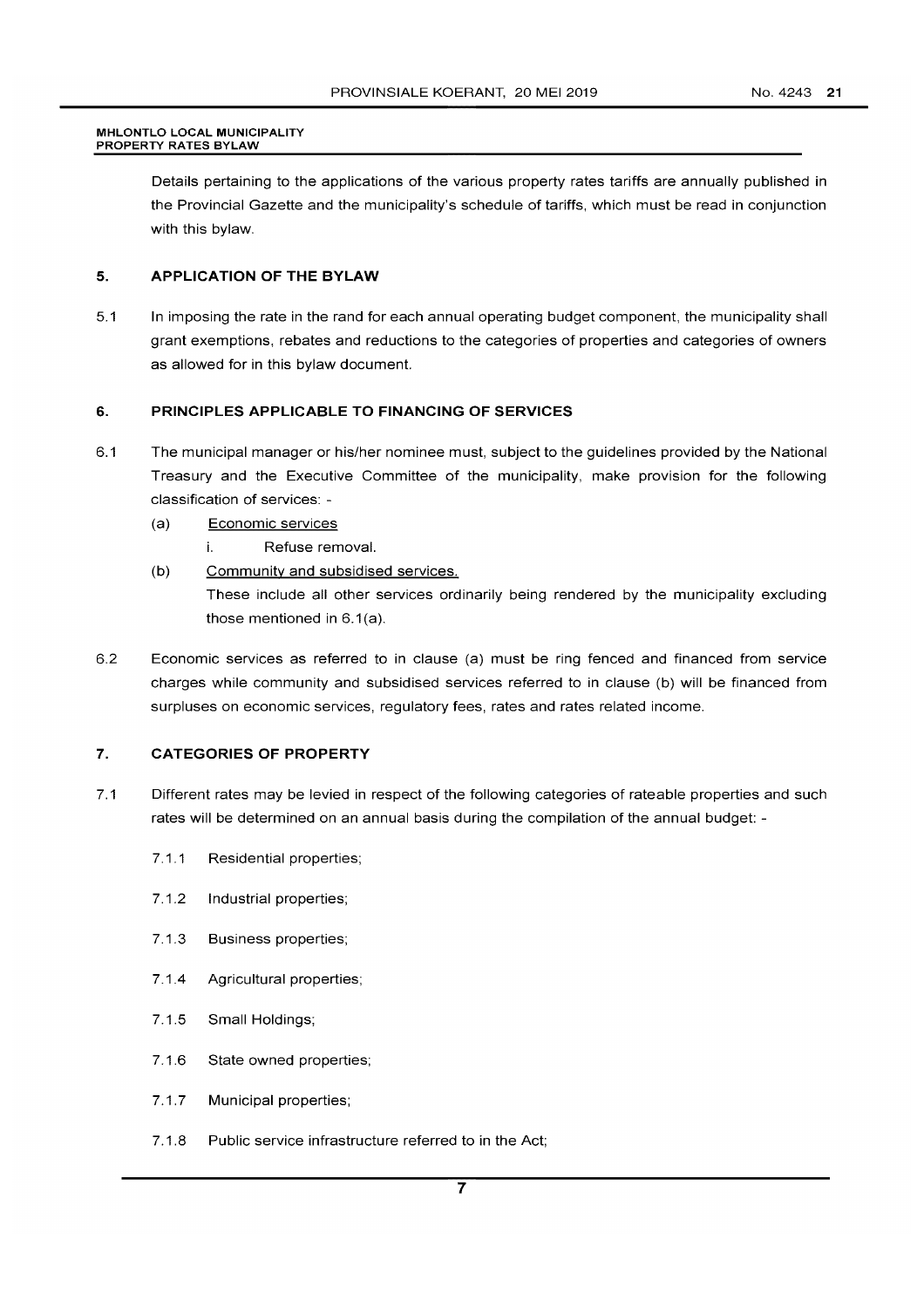Details pertaining to the applications of the various property rates tariffs are annually published in the Provincial Gazette and the municipality's schedule of tariffs, which must be read in conjunction with this bylaw.

## 5. APPLICATION OF THE BYLAW

5.1 In imposing the rate in the rand for each annual operating budget component, the municipality shall grant exemptions, rebates and reductions to the categories of properties and categories of owners as allowed for in this bylaw document.

## 6. PRINCIPLES APPLICABLE TO FINANCING OF SERVICES

6.1 The municipal manager or his/her nominee must, subject to the guidelines provided by the National Treasury and the Executive Committee of the municipality, make provision for the following classification of services: -

(a) Economic services

i. Refuse removal.

(b) Community and subsidised services.

These include all other services ordinarily being rendered by the municipality excluding those mentioned in 6.1(a).

6.2 Economic services as referred to in clause (a) must be ring fenced and financed from service charges while community and subsidised services referred to in clause (b) will be financed from surpluses on economic services, regulatory fees, rates and rates related income.

## 7. CATEGORIES OF PROPERTY

7.1 Different rates may be levied in respect of the following categories of rateable properties and such rates will be determined on an annual basis during the compilation of the annual budget: -

7.1.1 Residential properties;

7.1.2 Industrial properties;

7.1.3 Business properties;

7.1.4 Agricultural properties;

7.1.5 Small Holdings;

7.1.6 State owned properties;

7.1.7 Municipal properties;

7.1.8 Public service infrastructure referred to in the Act;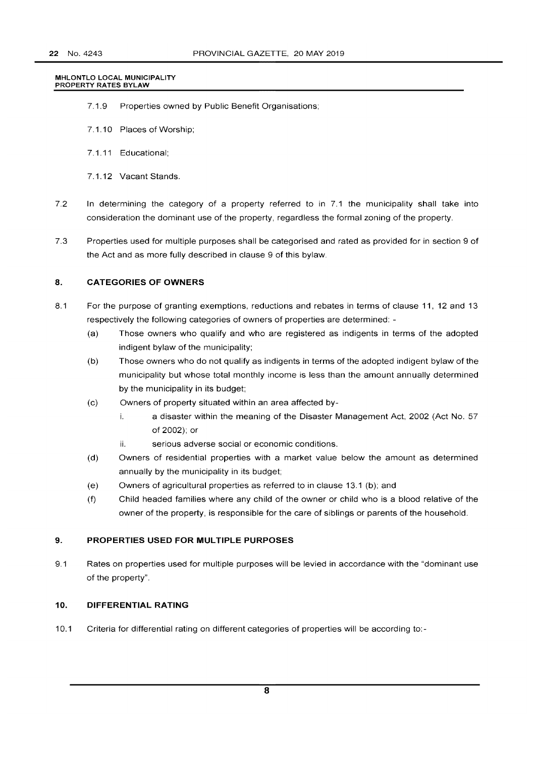7.1.9 Properties owned by Public Benefit Organisations;

7.1.10 Places of Worship;

7.1.11 Educational;

7.1.12 Vacant Stands.

7.2 In determining the category of a property referred to in 7.1 the municipality shall take into consideration the dominant use of the property, regardless the formal zoning of the property.

7.3 Properties used for multiple purposes shall be categorised and rated as provided for in section 9 of the Act and as more fully described in clause 9 of this bylaw.

## 8. CATEGORIES OF OWNERS

8.1 For the purpose of granting exemptions, reductions and rebates in terms of clause 11, 12 and 13 respectively the following categories of owners of properties are determined: -

(a) Those owners who qualify and who are registered as indigents in terms of the adopted indigent bylaw of the municipality;

(b) Those owners who do not qualify as indigents in terms of the adopted indigent bylaw of the municipality but whose total monthly income is less than the amount annually determined by the municipality in its budget;

(c) Owners of property situated within an area affected by-

i. a disaster within the meaning of the Disaster Management Act, 2002 (Act No. 57 of 2002); or

ii. serious adverse social or economic conditions.

(d) Owners of residential properties with a market value below the amount as determined annually by the municipality in its budget;

(e) Owners of agricultural properties as referred to in clause 13.1 (b); and

(f) Child headed families where any child of the owner or child who is a blood relative of the owner of the property, is responsible for the care of siblings or parents of the household.

## 9. PROPERTIES USED FOR MULTIPLE PURPOSES

9.1 Rates on properties used for multiple purposes will be levied in accordance with the "dominant use of the property".

## 10. DIFFERENTIAL RATING

10.1 Criteria for differential rating on different categories of properties will be according to:-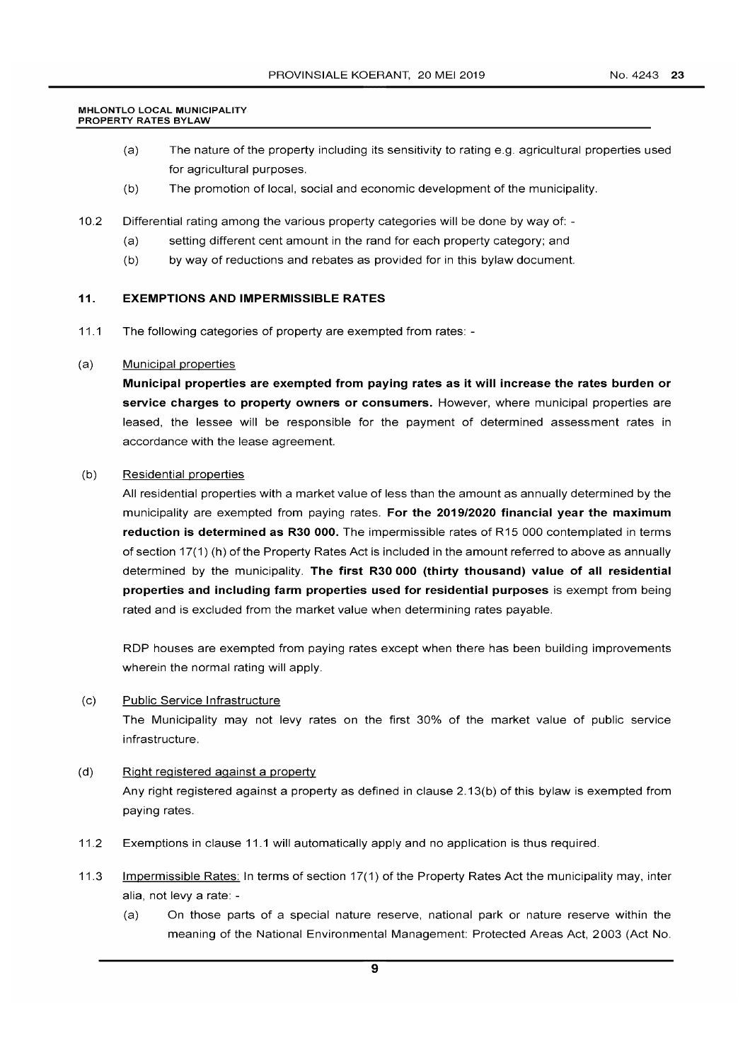(a) The nature of the property including its sensitivity to rating e.g. agricultural properties used for agricultural purposes.

(b) The promotion of local, social and economic development of the municipality.

10.2 Differential rating among the various property categories will be done by way of: -

(a) setting different cent amount in the rand for each property category; and

(b) by way of reductions and rebates as provided for in this bylaw document.

## 11. EXEMPTIONS AND IMPERMISSIBLE RATES

11.1 The following categories of property are exempted from rates: -

(a) Municipal properties

**Municipal properties are exempted from paying rates as it will increase the rates burden or service charges to property owners or consumers.** However, where municipal properties are leased, the lessee will be responsible for the payment of determined assessment rates in accordance with the lease agreement.

(b) Residential properties

All residential properties with a market value of less than the amount as annually determined by the municipality are exempted from paying rates. **For the 2019/2020 financial year the maximum reduction is determined as R30 000.** The impermissible rates of R15 000 contemplated in terms of section 17(1) (h) of the Property Rates Act is included in the amount referred to above as annually determined by the municipality. **The first R30 000 (thirty thousand) value of all residential properties and including farm properties used for residential purposes** is exempt from being rated and is excluded from the market value when determining rates payable.

RDP houses are exempted from paying rates except when there has been building improvements wherein the normal rating will apply.

(c) Public Service Infrastructure

The Municipality may not levy rates on the first 30% of the market value of public service infrastructure.

(d) Right registered against a property

Any right registered against a property as defined in clause 2.13(b) of this bylaw is exempted from paying rates.

11.2 Exemptions in clause 11.1 will automatically apply and no application is thus required.

11.3 Impermissible Rates: In terms of section 17(1) of the Property Rates Act the municipality may, inter alia, not levy a rate: -

(a) On those parts of a special nature reserve, national park or nature reserve within the meaning of the National Environmental Management: Protected Areas Act, 2003 (Act No.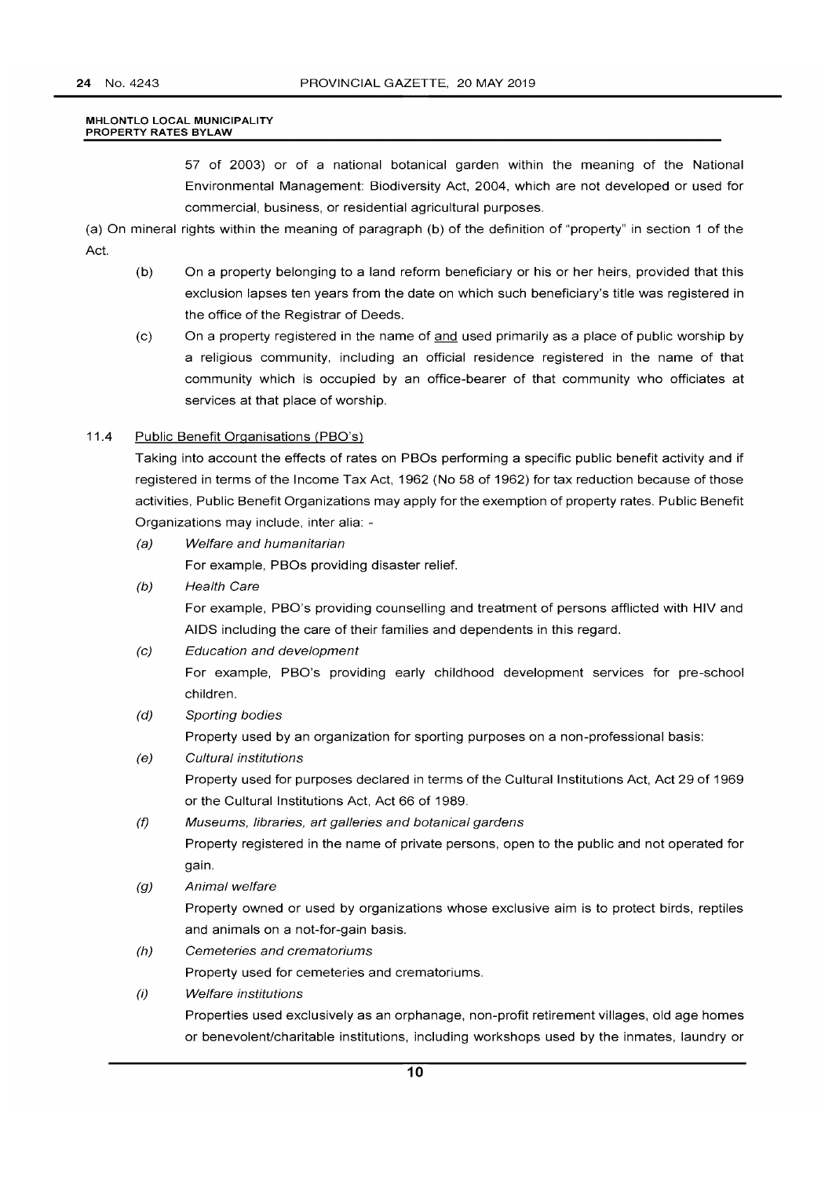57 of 2003) or of a national botanical garden within the meaning of the National Environmental Management: Biodiversity Act, 2004, which are not developed or used for commercial, business, or residential agricultural purposes.

(a) On mineral rights within the meaning of paragraph (b) of the definition of "property" in section 1 of the Act.

(b) On a property belonging to a land reform beneficiary or his or her heirs, provided that this exclusion lapses ten years from the date on which such beneficiary's title was registered in the office of the Registrar of Deeds.

(c) On a property registered in the name of and used primarily as a place of public worship by a religious community, including an official residence registered in the name of that community which is occupied by an office-bearer of that community who officiates at services at that place of worship.

11.4 Public Benefit Organisations (PBO's)

Taking into account the effects of rates on PBOs performing a specific public benefit activity and if registered in terms of the Income Tax Act, 1962 (No 58 of 1962) for tax reduction because of those activities, Public Benefit Organizations may apply for the exemption of property rates. Public Benefit Organizations may include, inter alia: -

*(a) Welfare and humanitarian*

For example, PBOs providing disaster relief.

*(b) Health Care*

For example, PBO's providing counselling and treatment of persons afflicted with HIV and AIDS including the care of their families and dependents in this regard.

*(c) Education and development*

For example, PBO's providing early childhood development services for pre-school children.

*(d) Sporting bodies*

Property used by an organization for sporting purposes on a non-professional basis:

*(e) Cultural institutions*

Property used for purposes declared in terms of the Cultural Institutions Act, Act 29 of 1969 or the Cultural Institutions Act, Act 66 of 1989.

*(f) Museums, libraries, art galleries and botanical gardens*

Property registered in the name of private persons, open to the public and not operated for gain.

*(g) Animal welfare*

Property owned or used by organizations whose exclusive aim is to protect birds, reptiles and animals on a not-for-gain basis.

*(h) Cemeteries and crematoriums*

Property used for cemeteries and crematoriums.

*(i) Welfare institutions*

Properties used exclusively as an orphanage, non-profit retirement villages, old age homes or benevolent/charitable institutions, including workshops used by the inmates, laundry or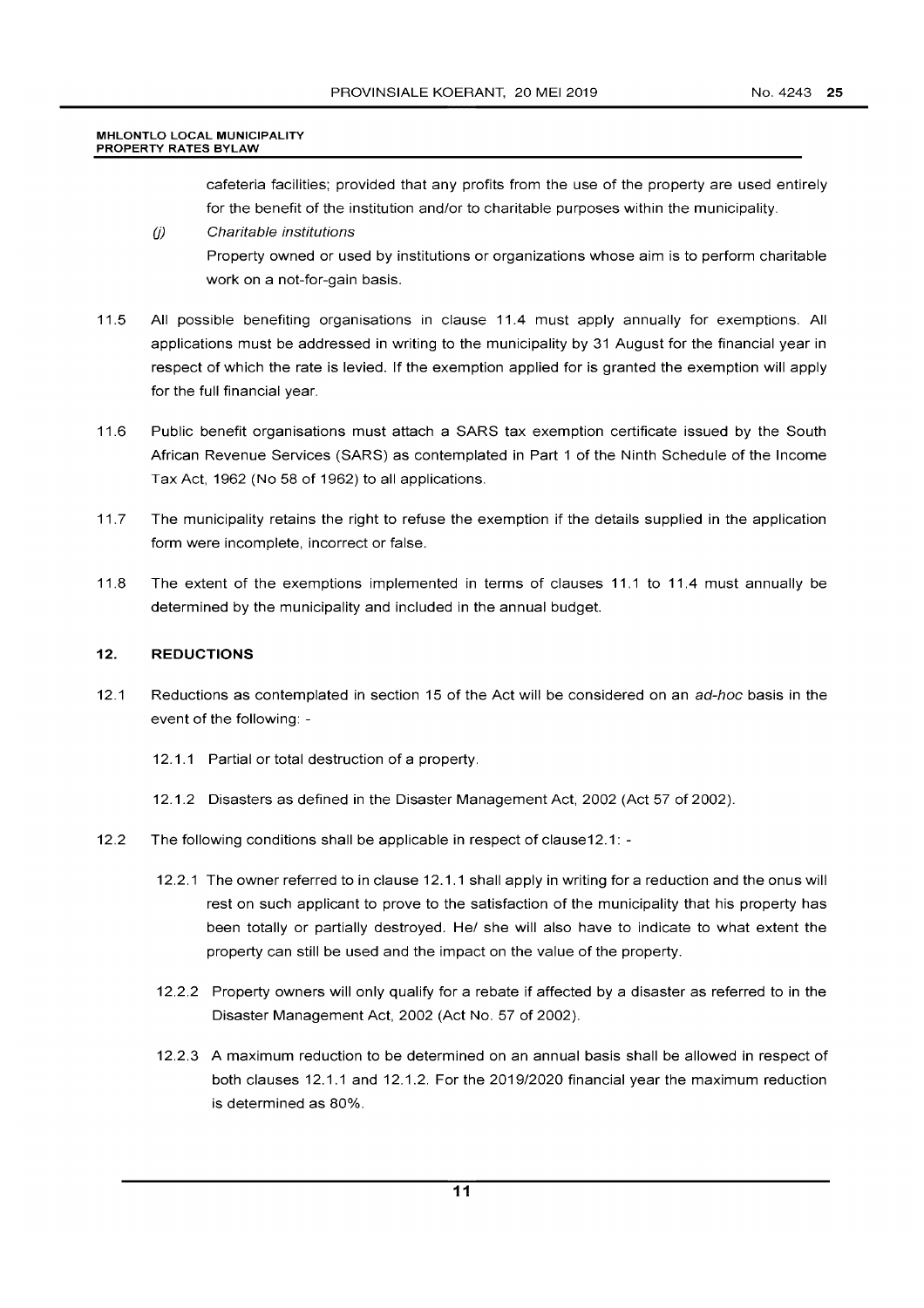cafeteria facilities; provided that any profits from the use of the property are used entirely for the benefit of the institution and/or to charitable purposes within the municipality.

(j) *Charitable institutions*

Property owned or used by institutions or organizations whose aim is to perform charitable work on a not-for-gain basis.

11.5 All possible benefiting organisations in clause 11.4 must apply annually for exemptions. All applications must be addressed in writing to the municipality by 31 August for the financial year in respect of which the rate is levied. If the exemption applied for is granted the exemption will apply for the full financial year.

11.6 Public benefit organisations must attach a SARS tax exemption certificate issued by the South African Revenue Services (SARS) as contemplated in Part 1 of the Ninth Schedule of the Income Tax Act, 1962 (No 58 of 1962) to all applications.

11.7 The municipality retains the right to refuse the exemption if the details supplied in the application form were incomplete, incorrect or false.

11.8 The extent of the exemptions implemented in terms of clauses 11.1 to 11.4 must annually be determined by the municipality and included in the annual budget.

## 12. REDUCTIONS

12.1 Reductions as contemplated in section 15 of the Act will be considered on an *ad-hoc* basis in the event of the following: -

12.1.1 Partial or total destruction of a property.

12.1.2 Disasters as defined in the Disaster Management Act, 2002 (Act 57 of 2002).

12.2 The following conditions shall be applicable in respect of clause12.1: -

12.2.1 The owner referred to in clause 12.1.1 shall apply in writing for a reduction and the onus will rest on such applicant to prove to the satisfaction of the municipality that his property has been totally or partially destroyed. He/ she will also have to indicate to what extent the property can still be used and the impact on the value of the property.

12.2.2 Property owners will only qualify for a rebate if affected by a disaster as referred to in the Disaster Management Act, 2002 (Act No. 57 of 2002).

12.2.3 A maximum reduction to be determined on an annual basis shall be allowed in respect of both clauses 12.1.1 and 12.1.2. For the 2019/2020 financial year the maximum reduction is determined as 80%.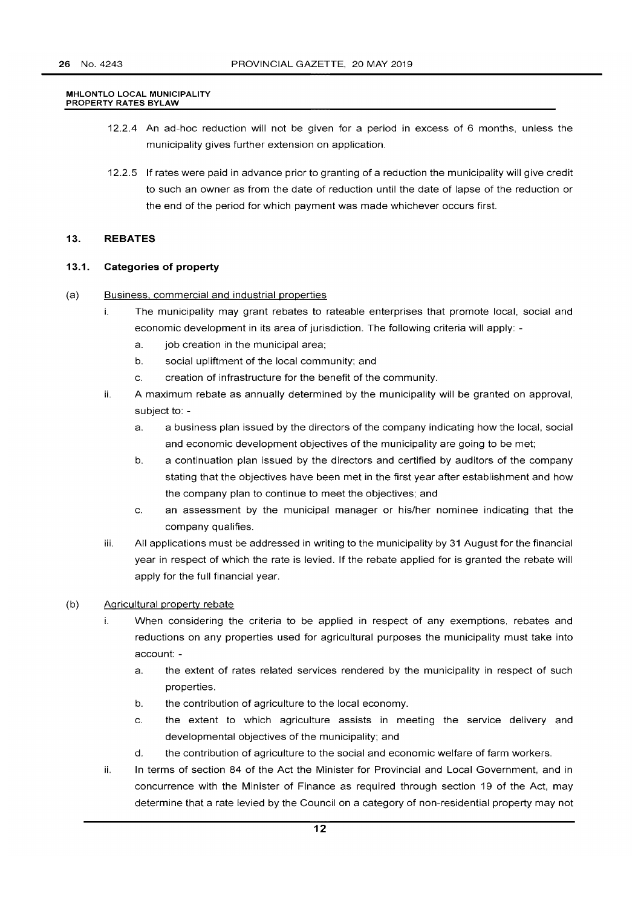12.2.4 An ad-hoc reduction will not be given for a period in excess of 6 months, unless the municipality gives further extension on application.

12.2.5 If rates were paid in advance prior to granting of a reduction the municipality will give credit to such an owner as from the date of reduction until the date of lapse of the reduction or the end of the period for which payment was made whichever occurs first.

## 13. REBATES

### 13.1. Categories of property

(a) Business, commercial and industrial properties

i. The municipality may grant rebates to rateable enterprises that promote local, social and economic development in its area of jurisdiction. The following criteria will apply: -

a. job creation in the municipal area;

b. social upliftment of the local community; and

c. creation of infrastructure for the benefit of the community.

ii. A maximum rebate as annually determined by the municipality will be granted on approval, subject to: -

a. a business plan issued by the directors of the company indicating how the local, social and economic development objectives of the municipality are going to be met;

b. a continuation plan issued by the directors and certified by auditors of the company stating that the objectives have been met in the first year after establishment and how the company plan to continue to meet the objectives; and

c. an assessment by the municipal manager or his/her nominee indicating that the company qualifies.

iii. All applications must be addressed in writing to the municipality by 31 August for the financial year in respect of which the rate is levied. If the rebate applied for is granted the rebate will apply for the full financial year.

(b) Agricultural property rebate

i. When considering the criteria to be applied in respect of any exemptions, rebates and reductions on any properties used for agricultural purposes the municipality must take into account: -

a. the extent of rates related services rendered by the municipality in respect of such properties.

b. the contribution of agriculture to the local economy.

c. the extent to which agriculture assists in meeting the service delivery and developmental objectives of the municipality; and

d. the contribution of agriculture to the social and economic welfare of farm workers.

ii. In terms of section 84 of the Act the Minister for Provincial and Local Government, and in concurrence with the Minister of Finance as required through section 19 of the Act, may determine that a rate levied by the Council on a category of non-residential property may not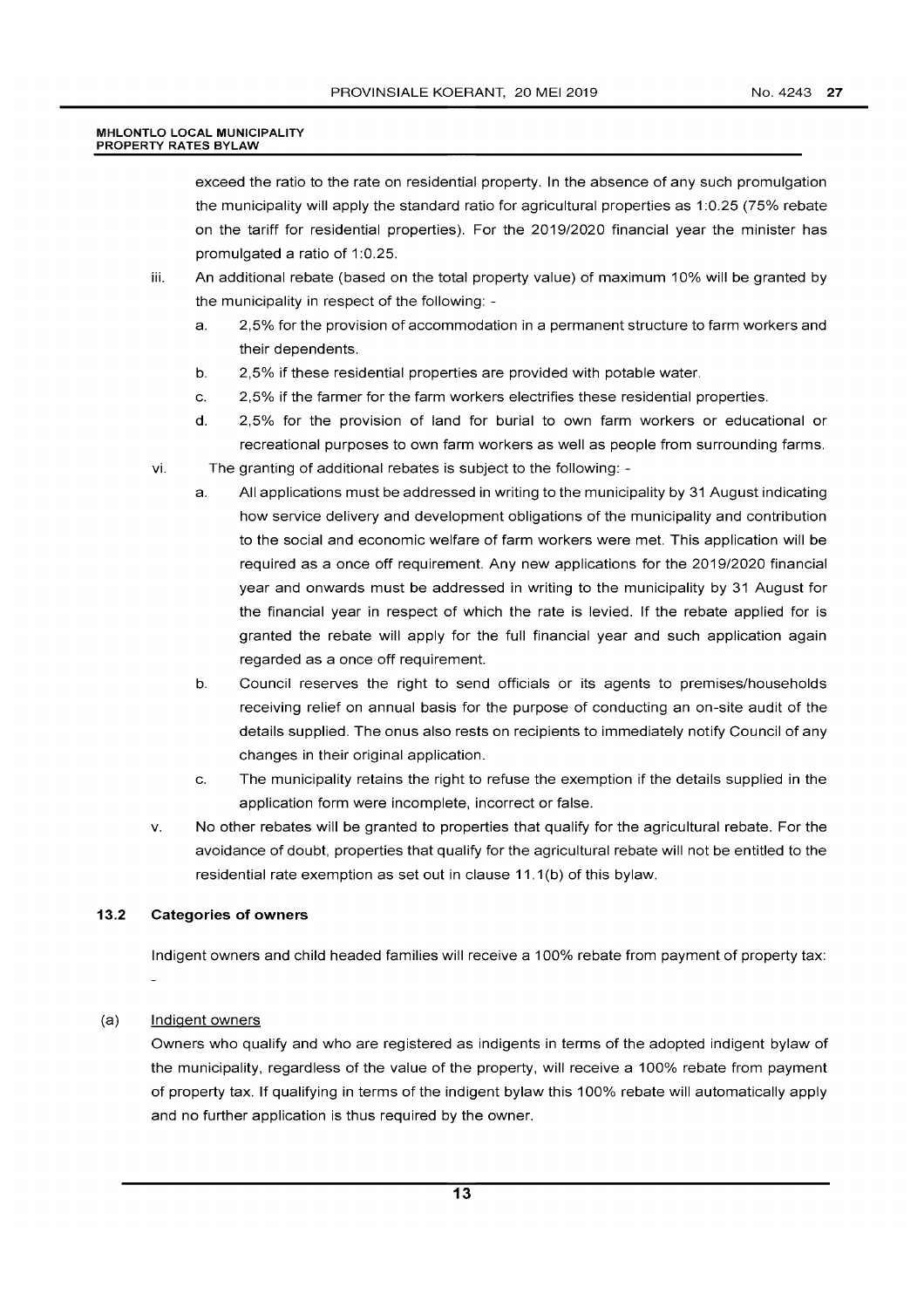exceed the ratio to the rate on residential property. In the absence of any such promulgation the municipality will apply the standard ratio for agricultural properties as 1:0.25 (75% rebate on the tariff for residential properties). For the 2019/2020 financial year the minister has promulgated a ratio of 1:0.25.

iii. An additional rebate (based on the total property value) of maximum 10% will be granted by the municipality in respect of the following: -

   a. 2,5% for the provision of accommodation in a permanent structure to farm workers and their dependents.

   b. 2,5% if these residential properties are provided with potable water.

   c. 2,5% if the farmer for the farm workers electrifies these residential properties.

   d. 2,5% for the provision of land for burial to own farm workers or educational or recreational purposes to own farm workers as well as people from surrounding farms.

vi. The granting of additional rebates is subject to the following: -

   a. All applications must be addressed in writing to the municipality by 31 August indicating how service delivery and development obligations of the municipality and contribution to the social and economic welfare of farm workers were met. This application will be required as a once off requirement. Any new applications for the 2019/2020 financial year and onwards must be addressed in writing to the municipality by 31 August for the financial year in respect of which the rate is levied. If the rebate applied for is granted the rebate will apply for the full financial year and such application again regarded as a once off requirement.

   b. Council reserves the right to send officials or its agents to premises/households receiving relief on annual basis for the purpose of conducting an on-site audit of the details supplied. The onus also rests on recipients to immediately notify Council of any changes in their original application.

   c. The municipality retains the right to refuse the exemption if the details supplied in the application form were incomplete, incorrect or false.

v. No other rebates will be granted to properties that qualify for the agricultural rebate. For the avoidance of doubt, properties that qualify for the agricultural rebate will not be entitled to the residential rate exemption as set out in clause 11.1(b) of this bylaw.

### 13.2 Categories of owners

Indigent owners and child headed families will receive a 100% rebate from payment of property tax: -

(a) Indigent owners

Owners who qualify and who are registered as indigents in terms of the adopted indigent bylaw of the municipality, regardless of the value of the property, will receive a 100% rebate from payment of property tax. If qualifying in terms of the indigent bylaw this 100% rebate will automatically apply and no further application is thus required by the owner.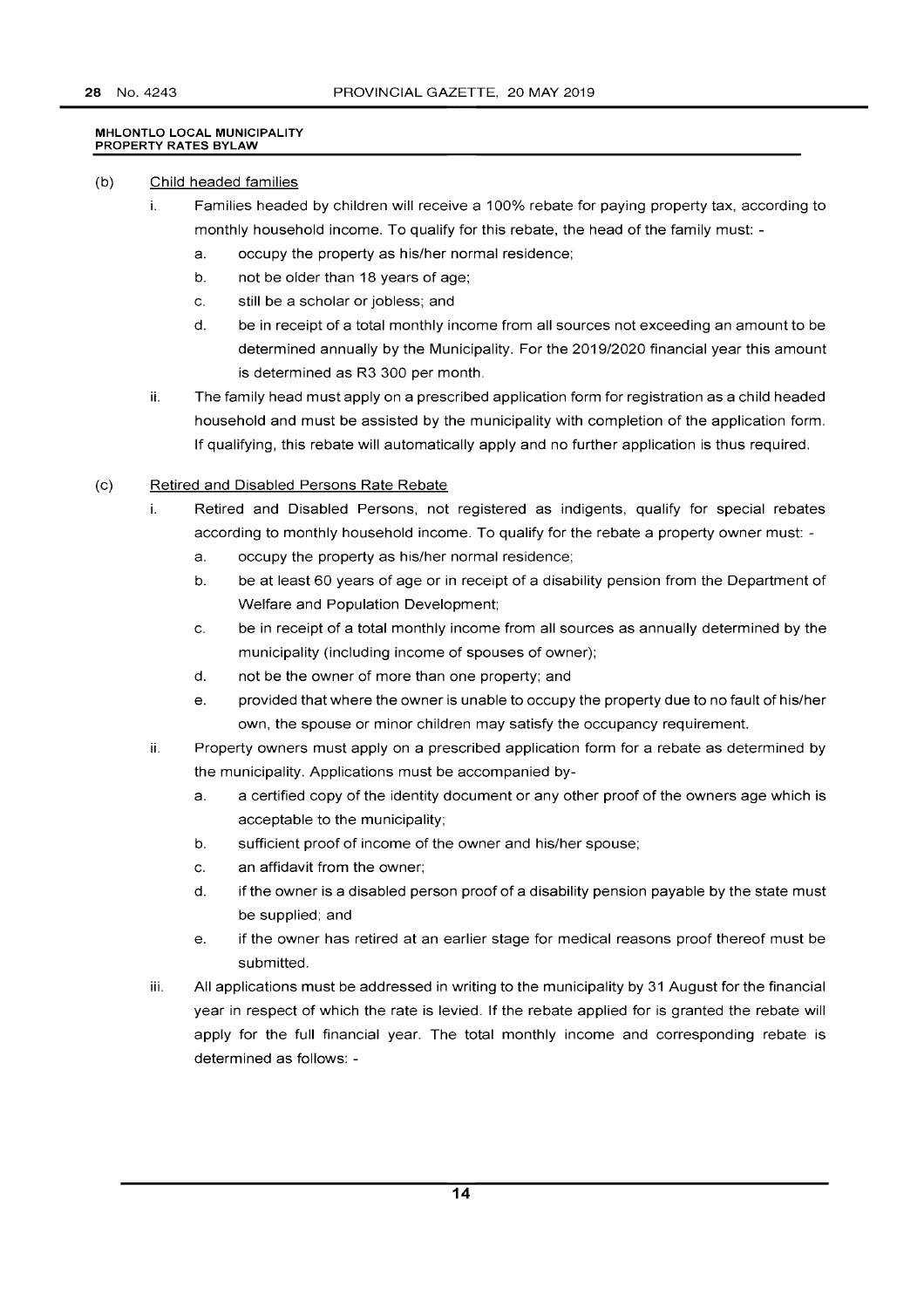**MHLONTLO LOCAL MUNICIPALITY**
**PROPERTY RATES BYLAW**

(b) Child headed families

i. Families headed by children will receive a 100% rebate for paying property tax, according to monthly household income. To qualify for this rebate, the head of the family must: -

a. occupy the property as his/her normal residence;

b. not be older than 18 years of age;

c. still be a scholar or jobless; and

d. be in receipt of a total monthly income from all sources not exceeding an amount to be determined annually by the Municipality. For the 2019/2020 financial year this amount is determined as R3 300 per month.

ii. The family head must apply on a prescribed application form for registration as a child headed household and must be assisted by the municipality with completion of the application form. If qualifying, this rebate will automatically apply and no further application is thus required.

(c) Retired and Disabled Persons Rate Rebate

i. Retired and Disabled Persons, not registered as indigents, qualify for special rebates according to monthly household income. To qualify for the rebate a property owner must: -

a. occupy the property as his/her normal residence;

b. be at least 60 years of age or in receipt of a disability pension from the Department of Welfare and Population Development;

c. be in receipt of a total monthly income from all sources as annually determined by the municipality (including income of spouses of owner);

d. not be the owner of more than one property; and

e. provided that where the owner is unable to occupy the property due to no fault of his/her own, the spouse or minor children may satisfy the occupancy requirement.

ii. Property owners must apply on a prescribed application form for a rebate as determined by the municipality. Applications must be accompanied by-

a. a certified copy of the identity document or any other proof of the owners age which is acceptable to the municipality;

b. sufficient proof of income of the owner and his/her spouse;

c. an affidavit from the owner;

d. if the owner is a disabled person proof of a disability pension payable by the state must be supplied; and

e. if the owner has retired at an earlier stage for medical reasons proof thereof must be submitted.

iii. All applications must be addressed in writing to the municipality by 31 August for the financial year in respect of which the rate is levied. If the rebate applied for is granted the rebate will apply for the full financial year. The total monthly income and corresponding rebate is determined as follows: -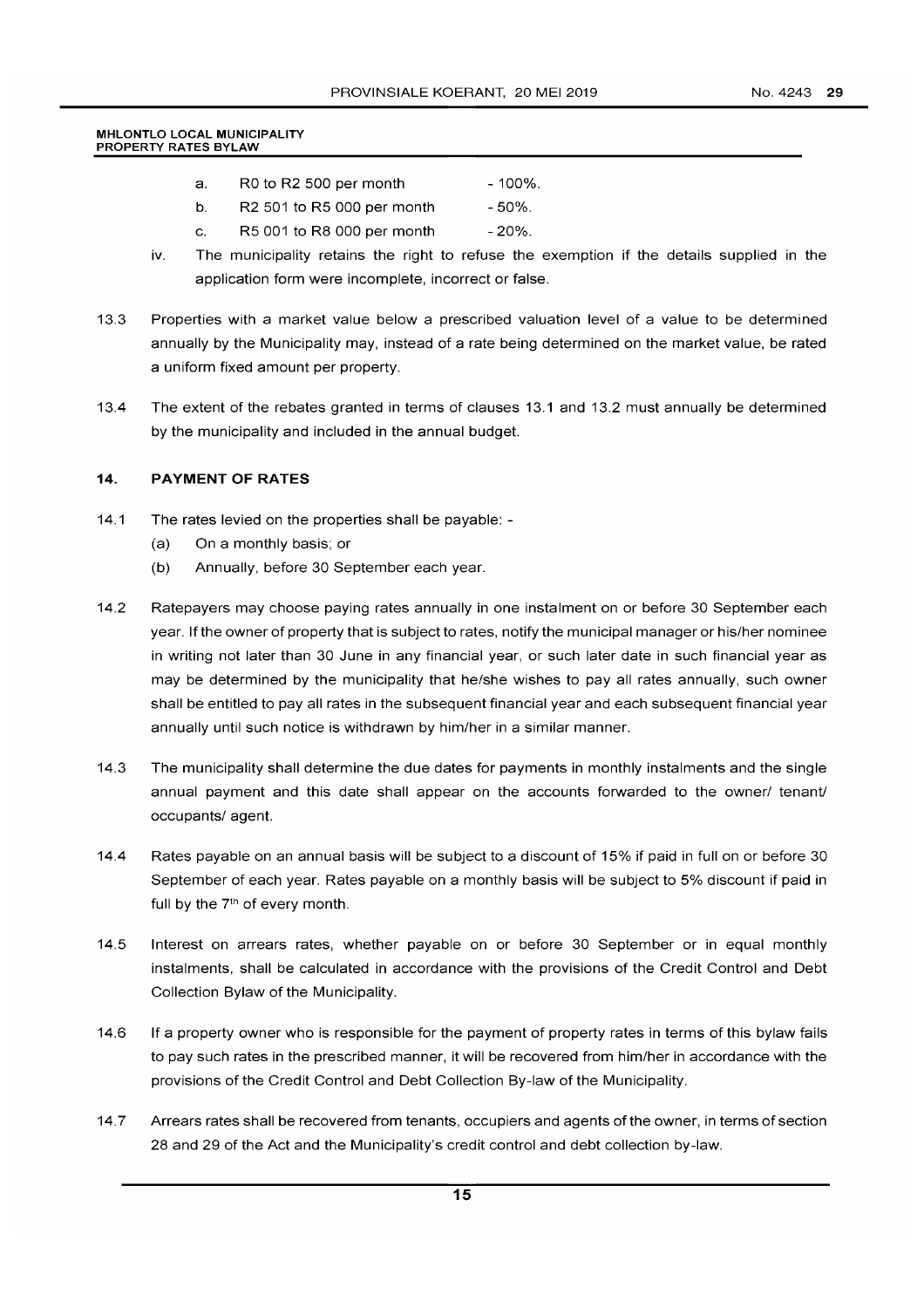a. R0 to R2 500 per month - 100%.

b. R2 501 to R5 000 per month - 50%.

c. R5 001 to R8 000 per month - 20%.

iv. The municipality retains the right to refuse the exemption if the details supplied in the application form were incomplete, incorrect or false.

13.3 Properties with a market value below a prescribed valuation level of a value to be determined annually by the Municipality may, instead of a rate being determined on the market value, be rated a uniform fixed amount per property.

13.4 The extent of the rebates granted in terms of clauses 13.1 and 13.2 must annually be determined by the municipality and included in the annual budget.

## 14. PAYMENT OF RATES

14.1 The rates levied on the properties shall be payable: -

(a) On a monthly basis; or

(b) Annually, before 30 September each year.

14.2 Ratepayers may choose paying rates annually in one instalment on or before 30 September each year. If the owner of property that is subject to rates, notify the municipal manager or his/her nominee in writing not later than 30 June in any financial year, or such later date in such financial year as may be determined by the municipality that he/she wishes to pay all rates annually, such owner shall be entitled to pay all rates in the subsequent financial year and each subsequent financial year annually until such notice is withdrawn by him/her in a similar manner.

14.3 The municipality shall determine the due dates for payments in monthly instalments and the single annual payment and this date shall appear on the accounts forwarded to the owner/ tenant/ occupants/ agent.

14.4 Rates payable on an annual basis will be subject to a discount of 15% if paid in full on or before 30 September of each year. Rates payable on a monthly basis will be subject to 5% discount if paid in full by the 7th of every month.

14.5 Interest on arrears rates, whether payable on or before 30 September or in equal monthly instalments, shall be calculated in accordance with the provisions of the Credit Control and Debt Collection Bylaw of the Municipality.

14.6 If a property owner who is responsible for the payment of property rates in terms of this bylaw fails to pay such rates in the prescribed manner, it will be recovered from him/her in accordance with the provisions of the Credit Control and Debt Collection By-law of the Municipality.

14.7 Arrears rates shall be recovered from tenants, occupiers and agents of the owner, in terms of section 28 and 29 of the Act and the Municipality's credit control and debt collection by-law.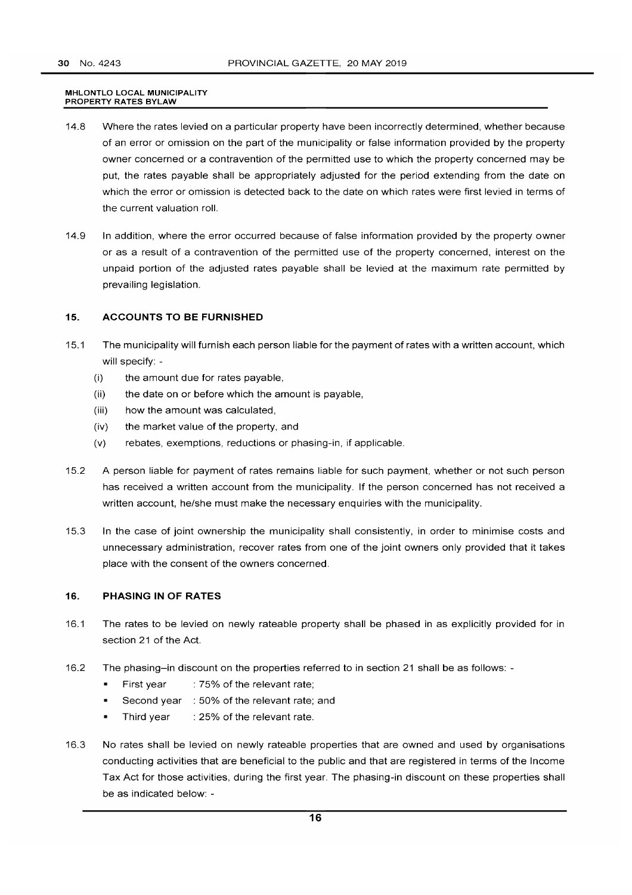14.8 Where the rates levied on a particular property have been incorrectly determined, whether because of an error or omission on the part of the municipality or false information provided by the property owner concerned or a contravention of the permitted use to which the property concerned may be put, the rates payable shall be appropriately adjusted for the period extending from the date on which the error or omission is detected back to the date on which rates were first levied in terms of the current valuation roll.

14.9 In addition, where the error occurred because of false information provided by the property owner or as a result of a contravention of the permitted use of the property concerned, interest on the unpaid portion of the adjusted rates payable shall be levied at the maximum rate permitted by prevailing legislation.

## 15. ACCOUNTS TO BE FURNISHED

15.1 The municipality will furnish each person liable for the payment of rates with a written account, which will specify: -

(i) the amount due for rates payable,

(ii) the date on or before which the amount is payable,

(iii) how the amount was calculated,

(iv) the market value of the property, and

(v) rebates, exemptions, reductions or phasing-in, if applicable.

15.2 A person liable for payment of rates remains liable for such payment, whether or not such person has received a written account from the municipality. If the person concerned has not received a written account, he/she must make the necessary enquiries with the municipality.

15.3 In the case of joint ownership the municipality shall consistently, in order to minimise costs and unnecessary administration, recover rates from one of the joint owners only provided that it takes place with the consent of the owners concerned.

## 16. PHASING IN OF RATES

16.1 The rates to be levied on newly rateable property shall be phased in as explicitly provided for in section 21 of the Act.

16.2 The phasing–in discount on the properties referred to in section 21 shall be as follows: -

- First year : 75% of the relevant rate;
- Second year : 50% of the relevant rate; and
- Third year : 25% of the relevant rate.

16.3 No rates shall be levied on newly rateable properties that are owned and used by organisations conducting activities that are beneficial to the public and that are registered in terms of the Income Tax Act for those activities, during the first year. The phasing-in discount on these properties shall be as indicated below: -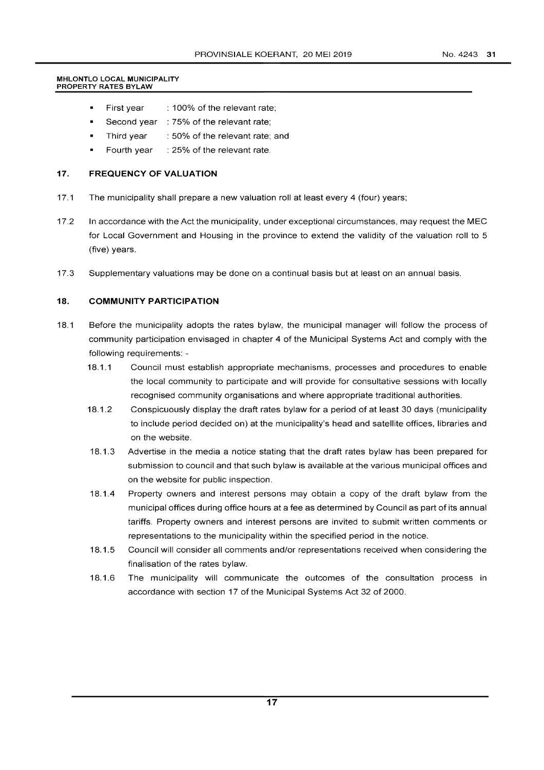- First year : 100% of the relevant rate;
- Second year : 75% of the relevant rate;
- Third year : 50% of the relevant rate; and
- Fourth year : 25% of the relevant rate.

## 17. FREQUENCY OF VALUATION

17.1 The municipality shall prepare a new valuation roll at least every 4 (four) years;

17.2 In accordance with the Act the municipality, under exceptional circumstances, may request the MEC for Local Government and Housing in the province to extend the validity of the valuation roll to 5 (five) years.

17.3 Supplementary valuations may be done on a continual basis but at least on an annual basis.

## 18. COMMUNITY PARTICIPATION

18.1 Before the municipality adopts the rates bylaw, the municipal manager will follow the process of community participation envisaged in chapter 4 of the Municipal Systems Act and comply with the following requirements: -

18.1.1 Council must establish appropriate mechanisms, processes and procedures to enable the local community to participate and will provide for consultative sessions with locally recognised community organisations and where appropriate traditional authorities.

18.1.2 Conspicuously display the draft rates bylaw for a period of at least 30 days (municipality to include period decided on) at the municipality's head and satellite offices, libraries and on the website.

18.1.3 Advertise in the media a notice stating that the draft rates bylaw has been prepared for submission to council and that such bylaw is available at the various municipal offices and on the website for public inspection.

18.1.4 Property owners and interest persons may obtain a copy of the draft bylaw from the municipal offices during office hours at a fee as determined by Council as part of its annual tariffs. Property owners and interest persons are invited to submit written comments or representations to the municipality within the specified period in the notice.

18.1.5 Council will consider all comments and/or representations received when considering the finalisation of the rates bylaw.

18.1.6 The municipality will communicate the outcomes of the consultation process in accordance with section 17 of the Municipal Systems Act 32 of 2000.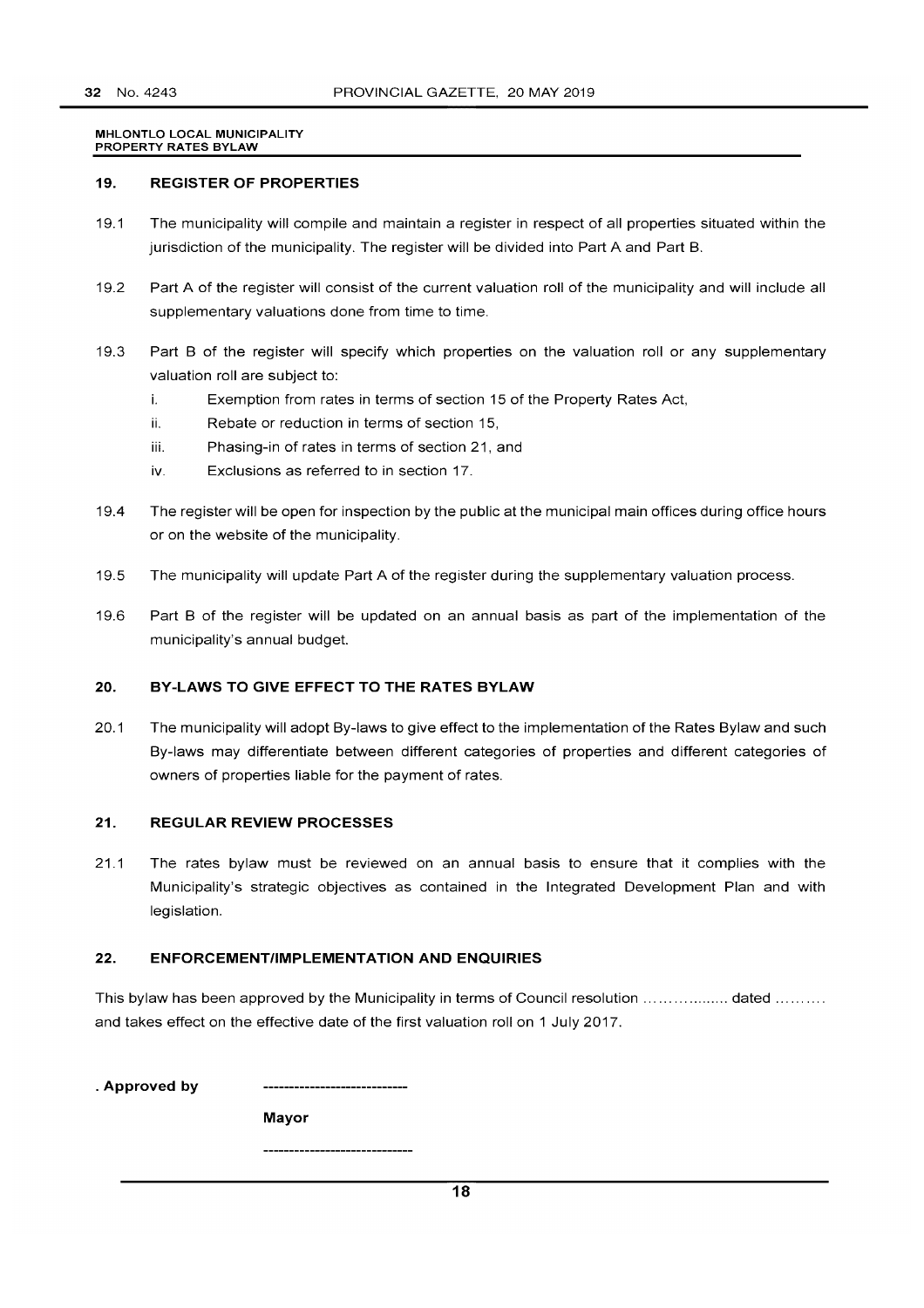## 19. REGISTER OF PROPERTIES

19.1 The municipality will compile and maintain a register in respect of all properties situated within the jurisdiction of the municipality. The register will be divided into Part A and Part B.

19.2 Part A of the register will consist of the current valuation roll of the municipality and will include all supplementary valuations done from time to time.

19.3 Part B of the register will specify which properties on the valuation roll or any supplementary valuation roll are subject to:

i. Exemption from rates in terms of section 15 of the Property Rates Act,
ii. Rebate or reduction in terms of section 15,
iii. Phasing-in of rates in terms of section 21, and
iv. Exclusions as referred to in section 17.

19.4 The register will be open for inspection by the public at the municipal main offices during office hours or on the website of the municipality.

19.5 The municipality will update Part A of the register during the supplementary valuation process.

19.6 Part B of the register will be updated on an annual basis as part of the implementation of the municipality's annual budget.

## 20. BY-LAWS TO GIVE EFFECT TO THE RATES BYLAW

20.1 The municipality will adopt By-laws to give effect to the implementation of the Rates Bylaw and such By-laws may differentiate between different categories of properties and different categories of owners of properties liable for the payment of rates.

## 21. REGULAR REVIEW PROCESSES

21.1 The rates bylaw must be reviewed on an annual basis to ensure that it complies with the Municipality's strategic objectives as contained in the Integrated Development Plan and with legislation.

## 22. ENFORCEMENT/IMPLEMENTATION AND ENQUIRIES

This bylaw has been approved by the Municipality in terms of Council resolution ……………… dated ………. and takes effect on the effective date of the first valuation roll on 1 July 2017.

**. Approved by** ----------------------------

**Mayor**

------------------------------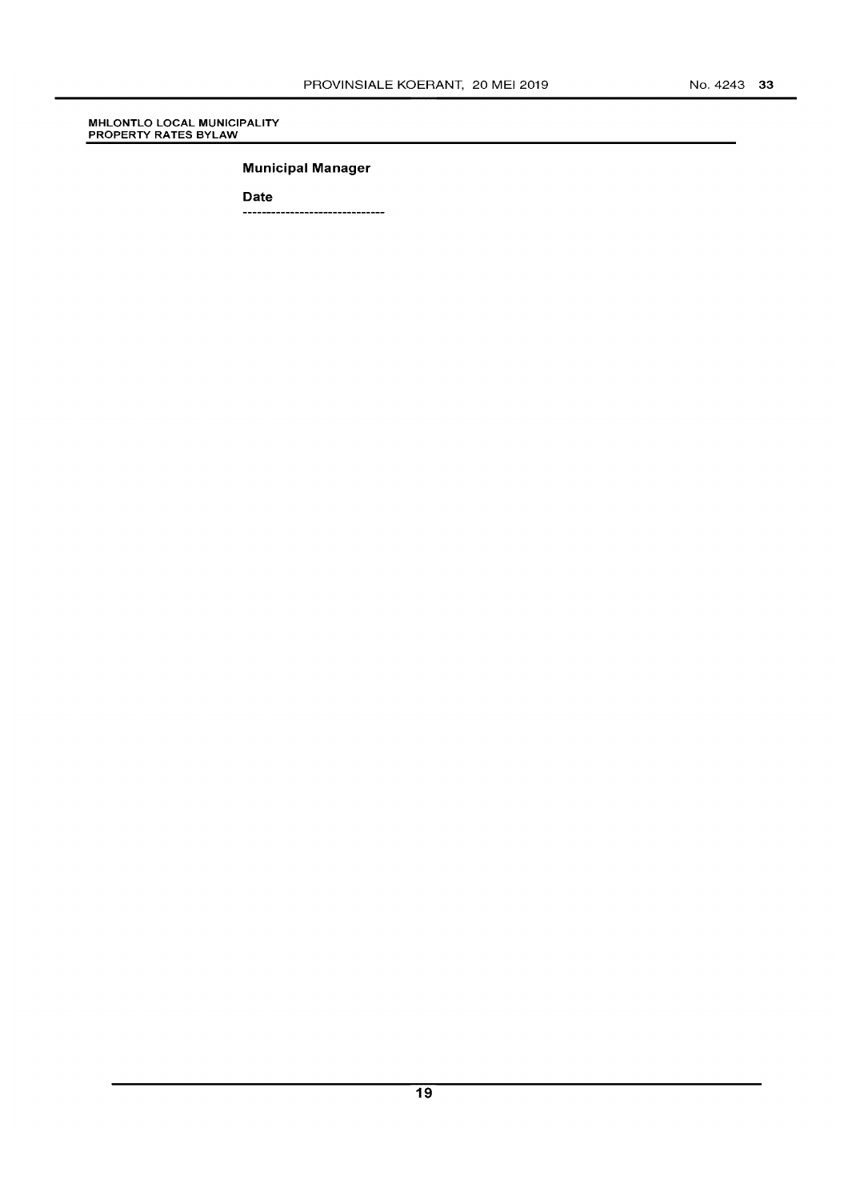**Municipal Manager**

**Date**

------------------------------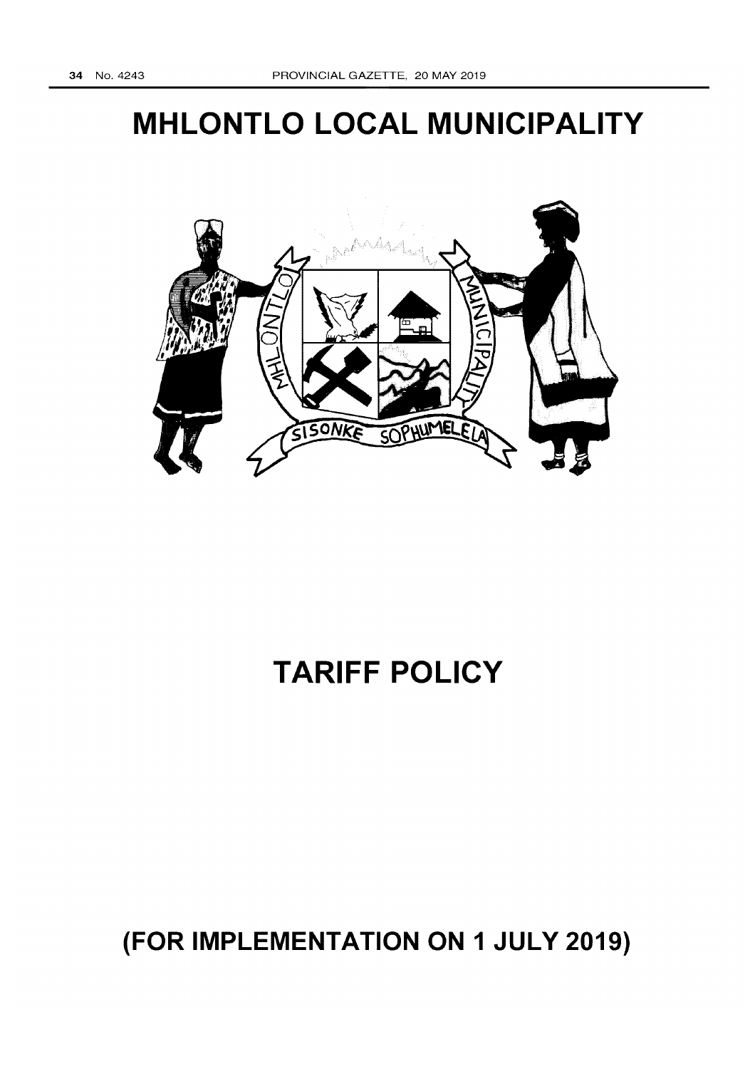# MHLONTLO LOCAL MUNICIPALITY

# TARIFF POLICY

## (FOR IMPLEMENTATION ON 1 JULY 2019)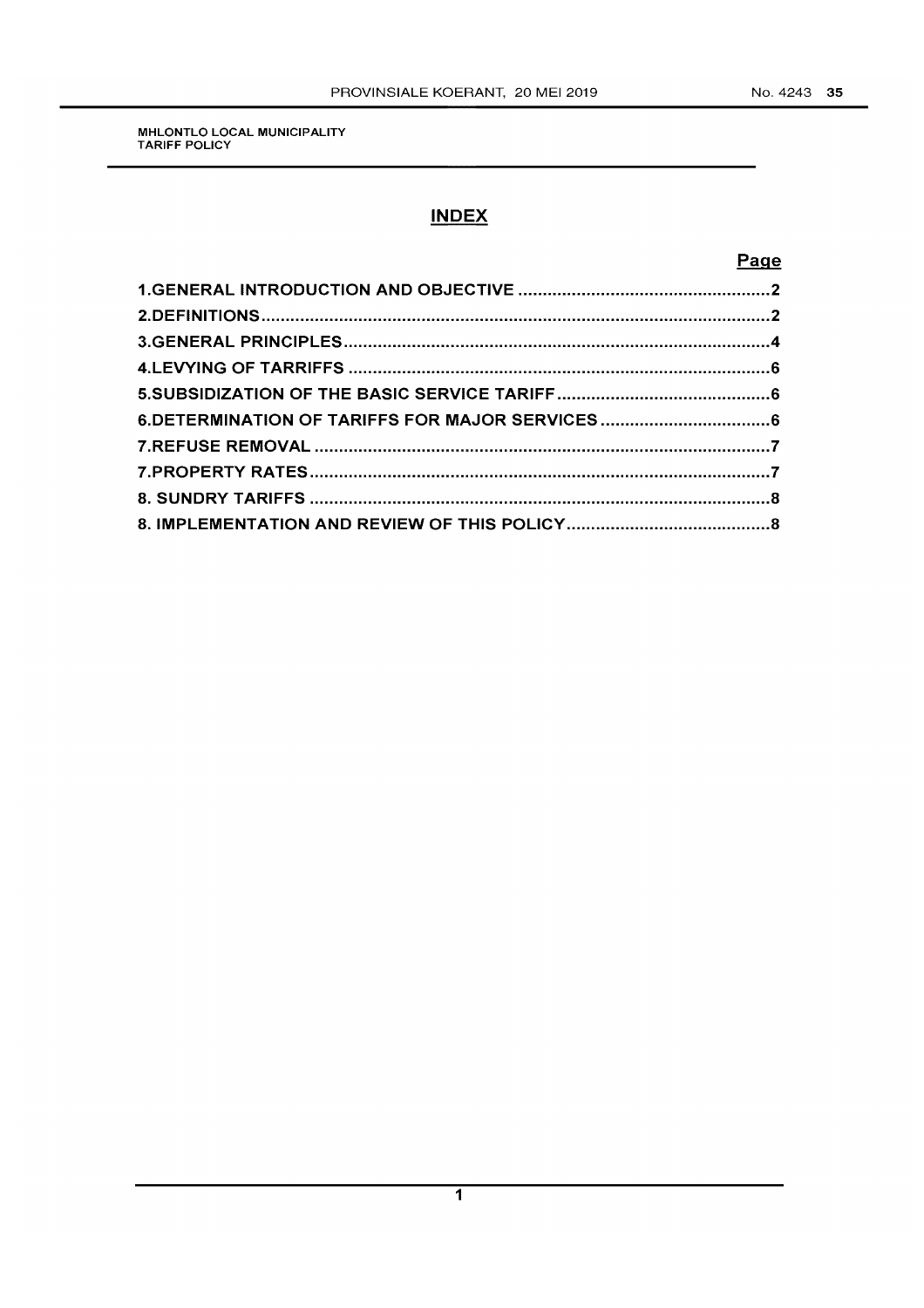MHLONTLO LOCAL MUNICIPALITY
TARIFF POLICY

## INDEX

| | Page |
|---|---|
| 1.GENERAL INTRODUCTION AND OBJECTIVE | 2 |
| 2.DEFINITIONS | 2 |
| 3.GENERAL PRINCIPLES | 4 |
| 4.LEVYING OF TARRIFFS | 6 |
| 5.SUBSIDIZATION OF THE BASIC SERVICE TARIFF | 6 |
| 6.DETERMINATION OF TARIFFS FOR MAJOR SERVICES | 6 |
| 7.REFUSE REMOVAL | 7 |
| 7.PROPERTY RATES | 7 |
| 8. SUNDRY TARIFFS | 8 |
| 8. IMPLEMENTATION AND REVIEW OF THIS POLICY | 8 |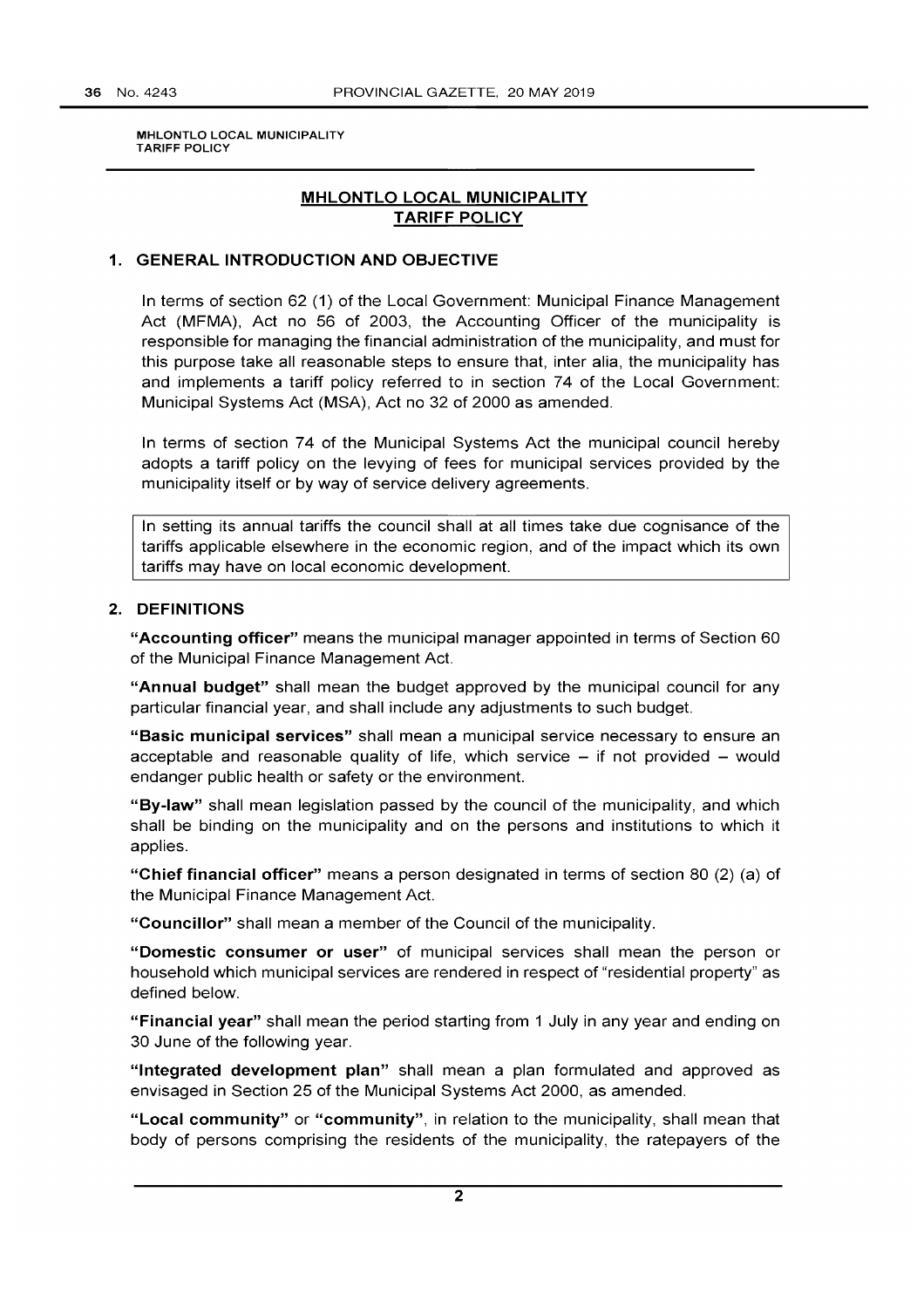# MHLONTLO LOCAL MUNICIPALITY
## TARIFF POLICY

### 1. GENERAL INTRODUCTION AND OBJECTIVE

In terms of section 62 (1) of the Local Government: Municipal Finance Management Act (MFMA), Act no 56 of 2003, the Accounting Officer of the municipality is responsible for managing the financial administration of the municipality, and must for this purpose take all reasonable steps to ensure that, inter alia, the municipality has and implements a tariff policy referred to in section 74 of the Local Government: Municipal Systems Act (MSA), Act no 32 of 2000 as amended.

In terms of section 74 of the Municipal Systems Act the municipal council hereby adopts a tariff policy on the levying of fees for municipal services provided by the municipality itself or by way of service delivery agreements.

In setting its annual tariffs the council shall at all times take due cognisance of the tariffs applicable elsewhere in the economic region, and of the impact which its own tariffs may have on local economic development.

### 2. DEFINITIONS

**"Accounting officer"** means the municipal manager appointed in terms of Section 60 of the Municipal Finance Management Act.

**"Annual budget"** shall mean the budget approved by the municipal council for any particular financial year, and shall include any adjustments to such budget.

**"Basic municipal services"** shall mean a municipal service necessary to ensure an acceptable and reasonable quality of life, which service – if not provided – would endanger public health or safety or the environment.

**"By-law"** shall mean legislation passed by the council of the municipality, and which shall be binding on the municipality and on the persons and institutions to which it applies.

**"Chief financial officer"** means a person designated in terms of section 80 (2) (a) of the Municipal Finance Management Act.

**"Councillor"** shall mean a member of the Council of the municipality.

**"Domestic consumer or user"** of municipal services shall mean the person or household which municipal services are rendered in respect of "residential property" as defined below.

**"Financial year"** shall mean the period starting from 1 July in any year and ending on 30 June of the following year.

**"Integrated development plan"** shall mean a plan formulated and approved as envisaged in Section 25 of the Municipal Systems Act 2000, as amended.

**"Local community"** or **"community"**, in relation to the municipality, shall mean that body of persons comprising the residents of the municipality, the ratepayers of the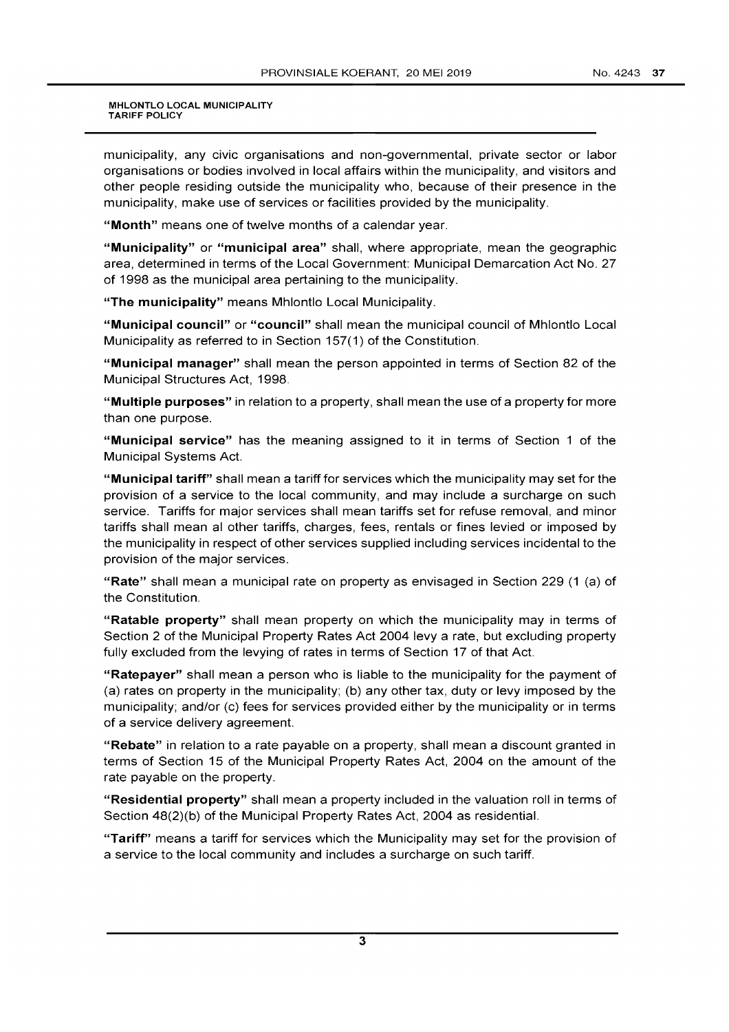municipality, any civic organisations and non-governmental, private sector or labor organisations or bodies involved in local affairs within the municipality, and visitors and other people residing outside the municipality who, because of their presence in the municipality, make use of services or facilities provided by the municipality.

**"Month"** means one of twelve months of a calendar year.

**"Municipality"** or **"municipal area"** shall, where appropriate, mean the geographic area, determined in terms of the Local Government: Municipal Demarcation Act No. 27 of 1998 as the municipal area pertaining to the municipality.

**"The municipality"** means Mhlontlo Local Municipality.

**"Municipal council"** or **"council"** shall mean the municipal council of Mhlontlo Local Municipality as referred to in Section 157(1) of the Constitution.

**"Municipal manager"** shall mean the person appointed in terms of Section 82 of the Municipal Structures Act, 1998.

**"Multiple purposes"** in relation to a property, shall mean the use of a property for more than one purpose.

**"Municipal service"** has the meaning assigned to it in terms of Section 1 of the Municipal Systems Act.

**"Municipal tariff"** shall mean a tariff for services which the municipality may set for the provision of a service to the local community, and may include a surcharge on such service. Tariffs for major services shall mean tariffs set for refuse removal, and minor tariffs shall mean al other tariffs, charges, fees, rentals or fines levied or imposed by the municipality in respect of other services supplied including services incidental to the provision of the major services.

**"Rate"** shall mean a municipal rate on property as envisaged in Section 229 (1 (a) of the Constitution.

**"Ratable property"** shall mean property on which the municipality may in terms of Section 2 of the Municipal Property Rates Act 2004 levy a rate, but excluding property fully excluded from the levying of rates in terms of Section 17 of that Act.

**"Ratepayer"** shall mean a person who is liable to the municipality for the payment of (a) rates on property in the municipality; (b) any other tax, duty or levy imposed by the municipality; and/or (c) fees for services provided either by the municipality or in terms of a service delivery agreement.

**"Rebate"** in relation to a rate payable on a property, shall mean a discount granted in terms of Section 15 of the Municipal Property Rates Act, 2004 on the amount of the rate payable on the property.

**"Residential property"** shall mean a property included in the valuation roll in terms of Section 48(2)(b) of the Municipal Property Rates Act, 2004 as residential.

**"Tariff"** means a tariff for services which the Municipality may set for the provision of a service to the local community and includes a surcharge on such tariff.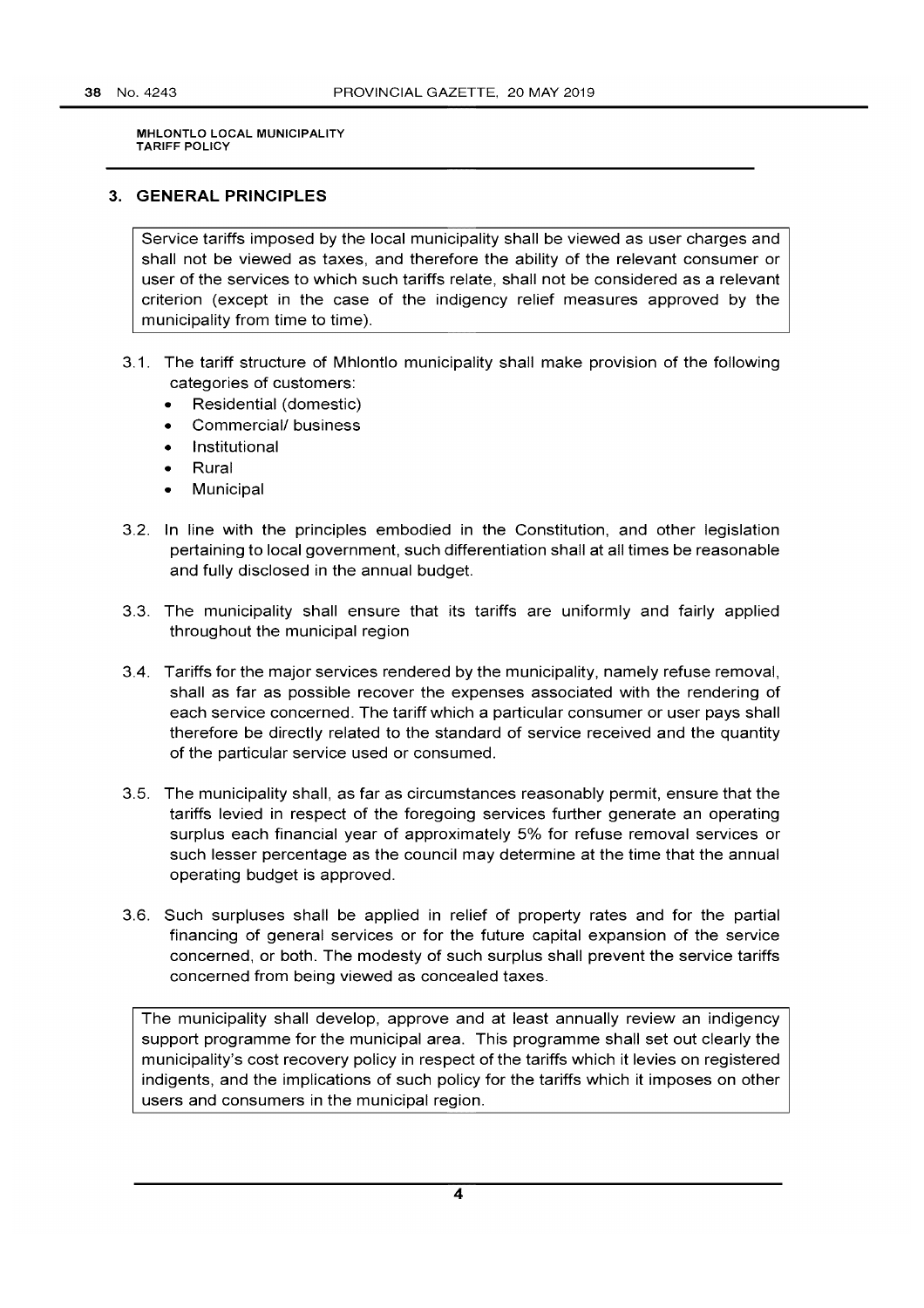MHLONTLO LOCAL MUNICIPALITY
TARIFF POLICY

## 3. GENERAL PRINCIPLES

Service tariffs imposed by the local municipality shall be viewed as user charges and shall not be viewed as taxes, and therefore the ability of the relevant consumer or user of the services to which such tariffs relate, shall not be considered as a relevant criterion (except in the case of the indigency relief measures approved by the municipality from time to time).

3.1. The tariff structure of Mhlontlo municipality shall make provision of the following categories of customers:
- Residential (domestic)
- Commercial/ business
- Institutional
- Rural
- Municipal

3.2. In line with the principles embodied in the Constitution, and other legislation pertaining to local government, such differentiation shall at all times be reasonable and fully disclosed in the annual budget.

3.3. The municipality shall ensure that its tariffs are uniformly and fairly applied throughout the municipal region

3.4. Tariffs for the major services rendered by the municipality, namely refuse removal, shall as far as possible recover the expenses associated with the rendering of each service concerned. The tariff which a particular consumer or user pays shall therefore be directly related to the standard of service received and the quantity of the particular service used or consumed.

3.5. The municipality shall, as far as circumstances reasonably permit, ensure that the tariffs levied in respect of the foregoing services further generate an operating surplus each financial year of approximately 5% for refuse removal services or such lesser percentage as the council may determine at the time that the annual operating budget is approved.

3.6. Such surpluses shall be applied in relief of property rates and for the partial financing of general services or for the future capital expansion of the service concerned, or both. The modesty of such surplus shall prevent the service tariffs concerned from being viewed as concealed taxes.

The municipality shall develop, approve and at least annually review an indigency support programme for the municipal area. This programme shall set out clearly the municipality's cost recovery policy in respect of the tariffs which it levies on registered indigents, and the implications of such policy for the tariffs which it imposes on other users and consumers in the municipal region.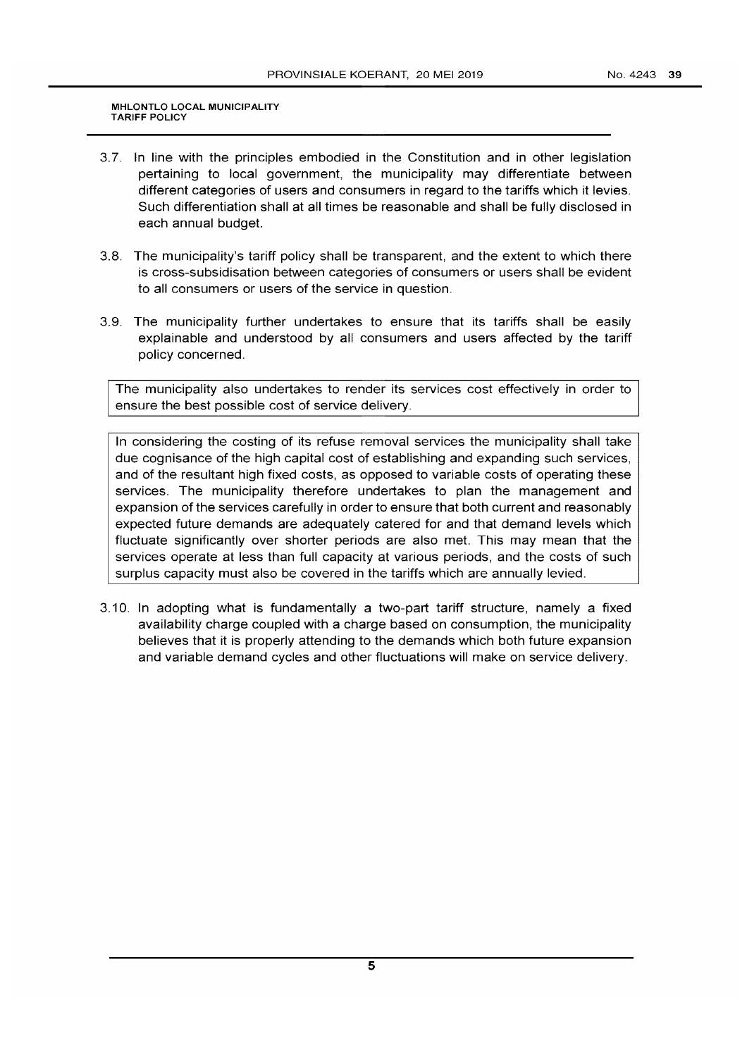3.7. In line with the principles embodied in the Constitution and in other legislation pertaining to local government, the municipality may differentiate between different categories of users and consumers in regard to the tariffs which it levies. Such differentiation shall at all times be reasonable and shall be fully disclosed in each annual budget.

3.8. The municipality's tariff policy shall be transparent, and the extent to which there is cross-subsidisation between categories of consumers or users shall be evident to all consumers or users of the service in question.

3.9. The municipality further undertakes to ensure that its tariffs shall be easily explainable and understood by all consumers and users affected by the tariff policy concerned.

The municipality also undertakes to render its services cost effectively in order to ensure the best possible cost of service delivery.

In considering the costing of its refuse removal services the municipality shall take due cognisance of the high capital cost of establishing and expanding such services, and of the resultant high fixed costs, as opposed to variable costs of operating these services. The municipality therefore undertakes to plan the management and expansion of the services carefully in order to ensure that both current and reasonably expected future demands are adequately catered for and that demand levels which fluctuate significantly over shorter periods are also met. This may mean that the services operate at less than full capacity at various periods, and the costs of such surplus capacity must also be covered in the tariffs which are annually levied.

3.10. In adopting what is fundamentally a two-part tariff structure, namely a fixed availability charge coupled with a charge based on consumption, the municipality believes that it is properly attending to the demands which both future expansion and variable demand cycles and other fluctuations will make on service delivery.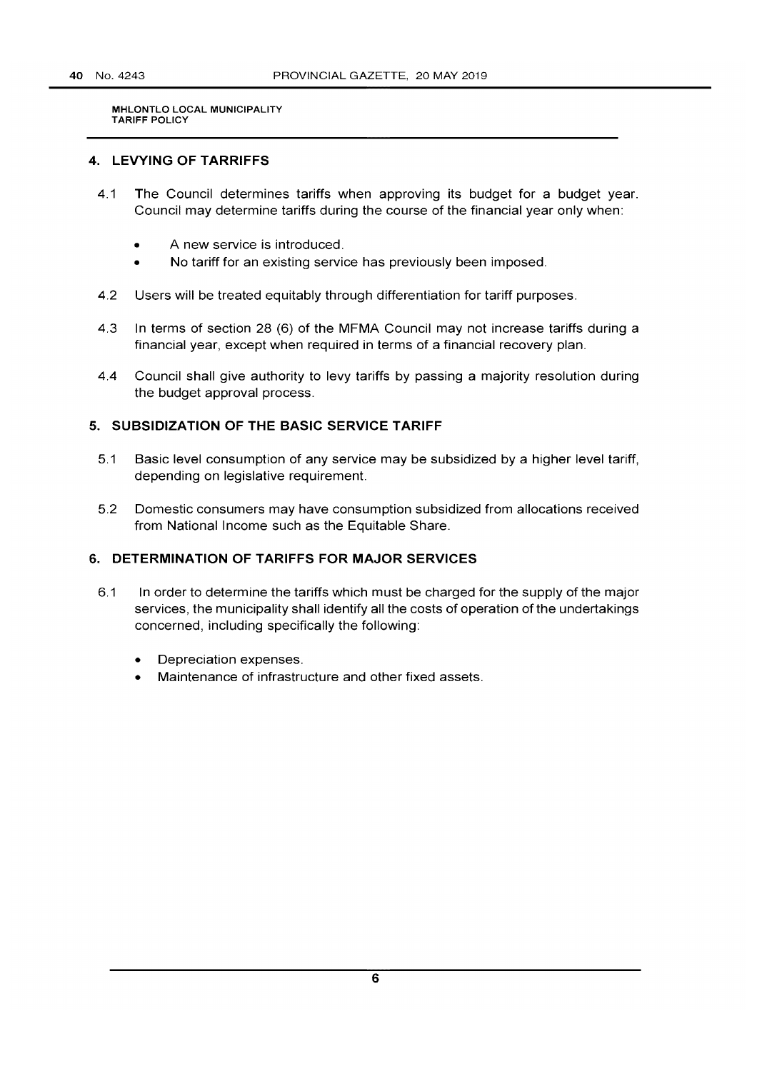## 4. LEVYING OF TARRIFFS

4.1 The Council determines tariffs when approving its budget for a budget year. Council may determine tariffs during the course of the financial year only when:

- A new service is introduced.
- No tariff for an existing service has previously been imposed.

4.2 Users will be treated equitably through differentiation for tariff purposes.

4.3 In terms of section 28 (6) of the MFMA Council may not increase tariffs during a financial year, except when required in terms of a financial recovery plan.

4.4 Council shall give authority to levy tariffs by passing a majority resolution during the budget approval process.

## 5. SUBSIDIZATION OF THE BASIC SERVICE TARIFF

5.1 Basic level consumption of any service may be subsidized by a higher level tariff, depending on legislative requirement.

5.2 Domestic consumers may have consumption subsidized from allocations received from National Income such as the Equitable Share.

## 6. DETERMINATION OF TARIFFS FOR MAJOR SERVICES

6.1 In order to determine the tariffs which must be charged for the supply of the major services, the municipality shall identify all the costs of operation of the undertakings concerned, including specifically the following:

- Depreciation expenses.
- Maintenance of infrastructure and other fixed assets.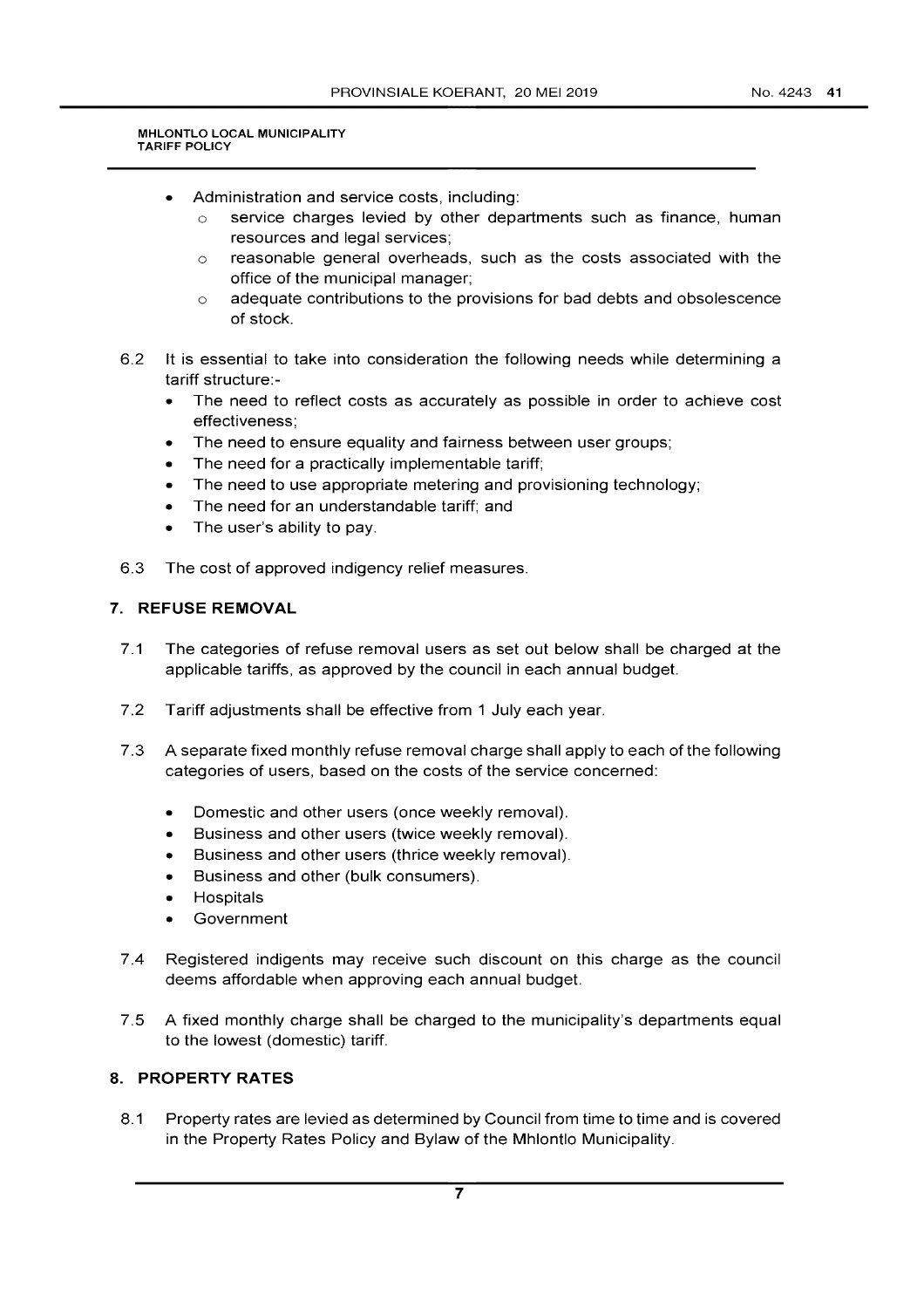- Administration and service costs, including:
  - service charges levied by other departments such as finance, human resources and legal services;
  - reasonable general overheads, such as the costs associated with the office of the municipal manager;
  - adequate contributions to the provisions for bad debts and obsolescence of stock.

6.2 It is essential to take into consideration the following needs while determining a tariff structure:-

- The need to reflect costs as accurately as possible in order to achieve cost effectiveness;
- The need to ensure equality and fairness between user groups;
- The need for a practically implementable tariff;
- The need to use appropriate metering and provisioning technology;
- The need for an understandable tariff; and
- The user's ability to pay.

6.3 The cost of approved indigency relief measures.

## 7. REFUSE REMOVAL

7.1 The categories of refuse removal users as set out below shall be charged at the applicable tariffs, as approved by the council in each annual budget.

7.2 Tariff adjustments shall be effective from 1 July each year.

7.3 A separate fixed monthly refuse removal charge shall apply to each of the following categories of users, based on the costs of the service concerned:

- Domestic and other users (once weekly removal).
- Business and other users (twice weekly removal).
- Business and other users (thrice weekly removal).
- Business and other (bulk consumers).
- Hospitals
- Government

7.4 Registered indigents may receive such discount on this charge as the council deems affordable when approving each annual budget.

7.5 A fixed monthly charge shall be charged to the municipality's departments equal to the lowest (domestic) tariff.

## 8. PROPERTY RATES

8.1 Property rates are levied as determined by Council from time to time and is covered in the Property Rates Policy and Bylaw of the Mhlontlo Municipality.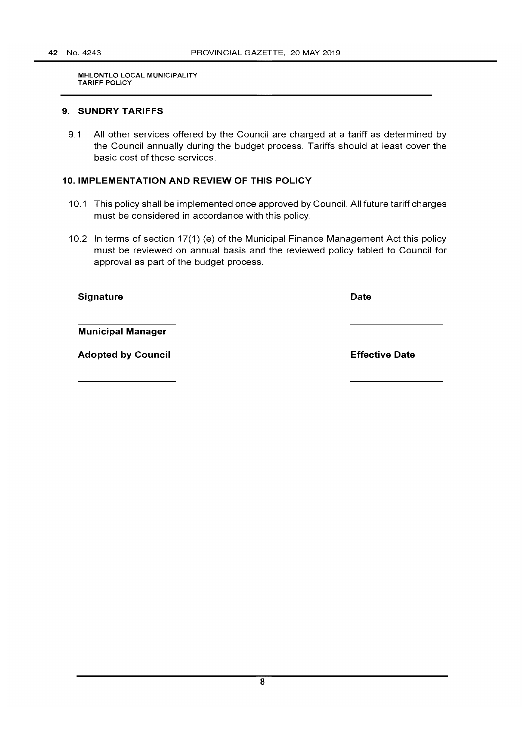## 9. SUNDRY TARIFFS

9.1 All other services offered by the Council are charged at a tariff as determined by the Council annually during the budget process. Tariffs should at least cover the basic cost of these services.

## 10. IMPLEMENTATION AND REVIEW OF THIS POLICY

10.1 This policy shall be implemented once approved by Council. All future tariff charges must be considered in accordance with this policy.

10.2 In terms of section 17(1) (e) of the Municipal Finance Management Act this policy must be reviewed on annual basis and the reviewed policy tabled to Council for approval as part of the budget process.

| **Signature** | **Date** |
| --- | --- |
| ____________________ | ____________________ |
| **Municipal Manager** | |
| **Adopted by Council** | **Effective Date** |
| ____________________ | ____________________ |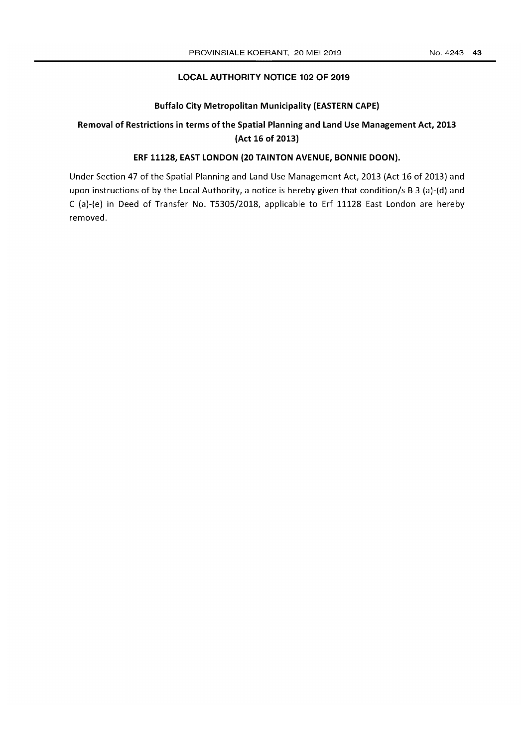## LOCAL AUTHORITY NOTICE 102 OF 2019

### Buffalo City Metropolitan Municipality (EASTERN CAPE)

### Removal of Restrictions in terms of the Spatial Planning and Land Use Management Act, 2013 (Act 16 of 2013)

### ERF 11128, EAST LONDON (20 TAINTON AVENUE, BONNIE DOON).

Under Section 47 of the Spatial Planning and Land Use Management Act, 2013 (Act 16 of 2013) and upon instructions of by the Local Authority, a notice is hereby given that condition/s B 3 (a)-(d) and C (a)-(e) in Deed of Transfer No. T5305/2018, applicable to Erf 11128 East London are hereby removed.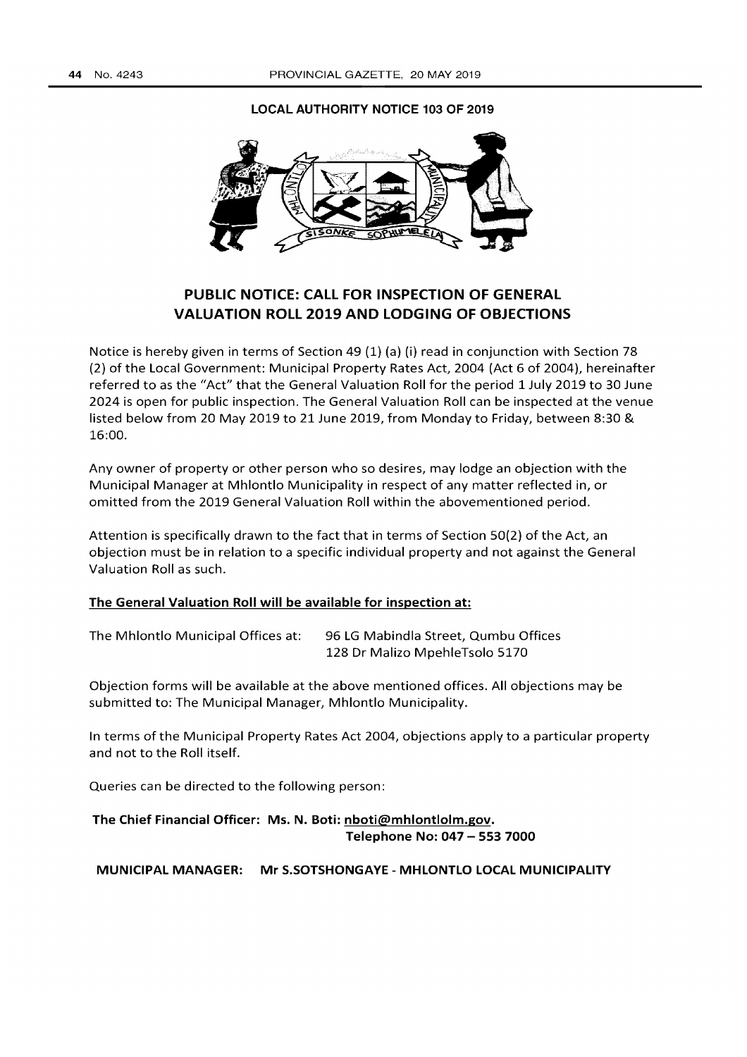**LOCAL AUTHORITY NOTICE 103 OF 2019**

## PUBLIC NOTICE: CALL FOR INSPECTION OF GENERAL VALUATION ROLL 2019 AND LODGING OF OBJECTIONS

Notice is hereby given in terms of Section 49 (1) (a) (i) read in conjunction with Section 78 (2) of the Local Government: Municipal Property Rates Act, 2004 (Act 6 of 2004), hereinafter referred to as the "Act" that the General Valuation Roll for the period 1 July 2019 to 30 June 2024 is open for public inspection. The General Valuation Roll can be inspected at the venue listed below from 20 May 2019 to 21 June 2019, from Monday to Friday, between 8:30 & 16:00.

Any owner of property or other person who so desires, may lodge an objection with the Municipal Manager at Mhlontlo Municipality in respect of any matter reflected in, or omitted from the 2019 General Valuation Roll within the abovementioned period.

Attention is specifically drawn to the fact that in terms of Section 50(2) of the Act, an objection must be in relation to a specific individual property and not against the General Valuation Roll as such.

**The General Valuation Roll will be available for inspection at:**

The Mhlontlo Municipal Offices at: 96 LG Mabindla Street, Qumbu Offices
128 Dr Malizo MpehleTsolo 5170

Objection forms will be available at the above mentioned offices. All objections may be submitted to: The Municipal Manager, Mhlontlo Municipality.

In terms of the Municipal Property Rates Act 2004, objections apply to a particular property and not to the Roll itself.

Queries can be directed to the following person:

**The Chief Financial Officer: Ms. N. Boti: nboti@mhlontlolm.gov.**
**Telephone No: 047 – 553 7000**

**MUNICIPAL MANAGER: Mr S.SOTSHONGAYE - MHLONTLO LOCAL MUNICIPALITY**